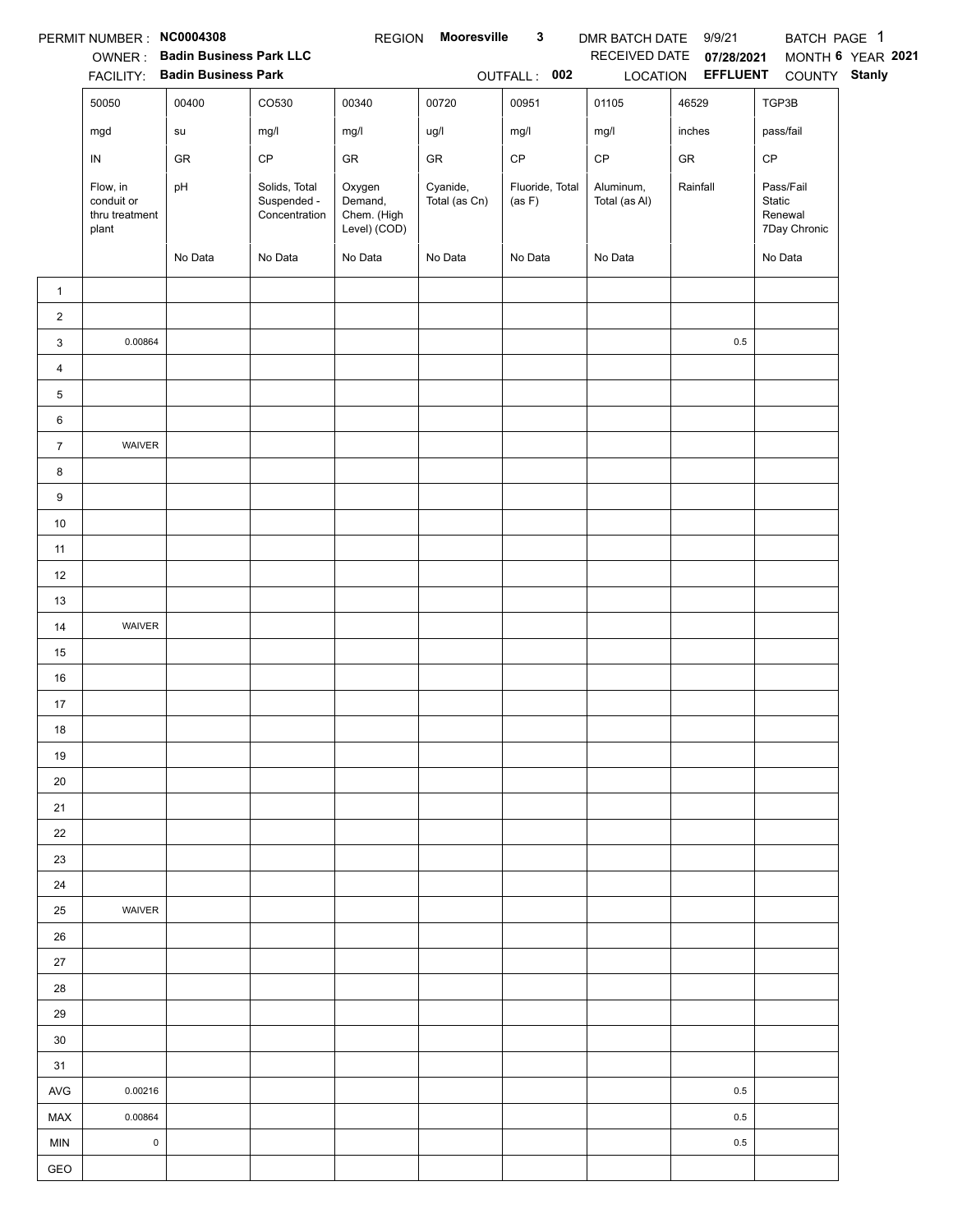PERMIT NUMBER : **NC0004308** REGION **Mooresville 3** DMR BATCH DATE 9/9/21 BATCH PAGE 1

OWNER : **Badin Business Park LLC** RECEIVED DATE **07/28/2021** MONTH **6** YEAR **2021**

FACILITY: **Badin Business Park** OUTFALL : **002** LOCATION **EFFLUENT** COUNTY **Stanly**

| | 50050 | 00400 | CO530 | 00340 | 00720 | 00951 | 01105 | 46529 | TGP3B |
|---|---|---|---|---|---|---|---|---|---|
| | mgd | su | mg/l | mg/l | ug/l | mg/l | mg/l | inches | pass/fail |
| | IN | GR | CP | GR | GR | CP | CP | GR | CP |
| | Flow, in conduit or thru treatment plant | pH | Solids, Total Suspended - Concentration | Oxygen Demand, Chem. (High Level) (COD) | Cyanide, Total (as Cn) | Fluoride, Total (as F) | Aluminum, Total (as Al) | Rainfall | Pass/Fail Static Renewal 7Day Chronic |
| | | No Data | No Data | No Data | No Data | No Data | No Data | | No Data |
| 1 | | | | | | | | | |
| 2 | | | | | | | | | |
| 3 | 0.00864 | | | | | | | 0.5 | |
| 4 | | | | | | | | | |
| 5 | | | | | | | | | |
| 6 | | | | | | | | | |
| 7 | WAIVER | | | | | | | | |
| 8 | | | | | | | | | |
| 9 | | | | | | | | | |
| 10 | | | | | | | | | |
| 11 | | | | | | | | | |
| 12 | | | | | | | | | |
| 13 | | | | | | | | | |
| 14 | WAIVER | | | | | | | | |
| 15 | | | | | | | | | |
| 16 | | | | | | | | | |
| 17 | | | | | | | | | |
| 18 | | | | | | | | | |
| 19 | | | | | | | | | |
| 20 | | | | | | | | | |
| 21 | | | | | | | | | |
| 22 | | | | | | | | | |
| 23 | | | | | | | | | |
| 24 | | | | | | | | | |
| 25 | WAIVER | | | | | | | | |
| 26 | | | | | | | | | |
| 27 | | | | | | | | | |
| 28 | | | | | | | | | |
| 29 | | | | | | | | | |
| 30 | | | | | | | | | |
| 31 | | | | | | | | | |
| AVG | 0.00216 | | | | | | | 0.5 | |
| MAX | 0.00864 | | | | | | | 0.5 | |
| MIN | 0 | | | | | | | 0.5 | |
| GEO | | | | | | | | | |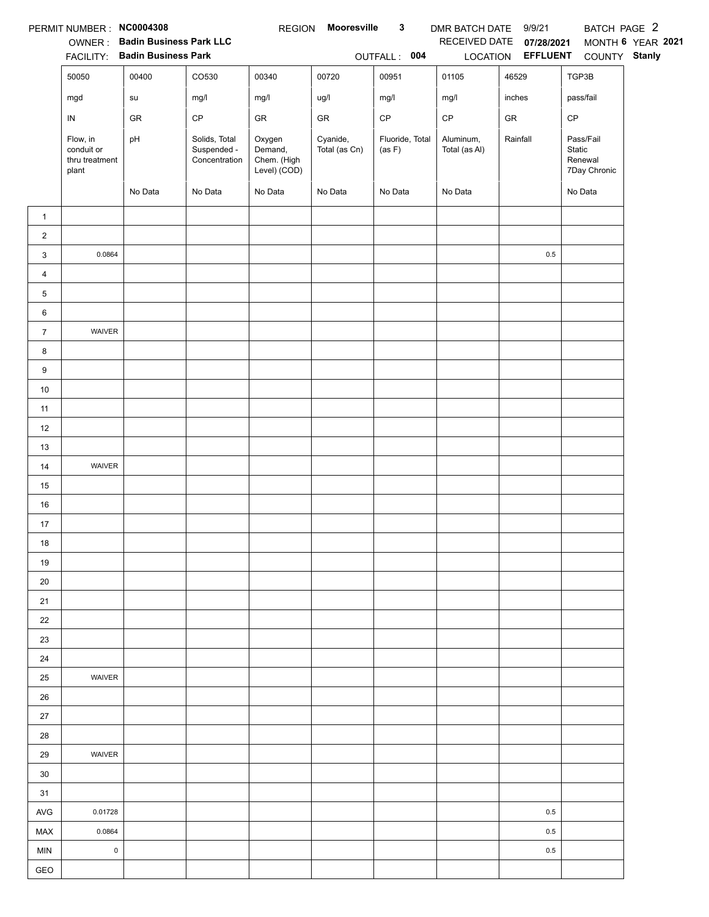PERMIT NUMBER : **NC0004308** REGION **Mooresville 3** DMR BATCH DATE 9/9/21 BATCH PAGE 2

OWNER : **Badin Business Park LLC** RECEIVED DATE **07/28/2021** MONTH **6** YEAR **2021**

FACILITY: **Badin Business Park** OUTFALL : **004** LOCATION **EFFLUENT** COUNTY **Stanly**

| | 50050 | 00400 | CO530 | 00340 | 00720 | 00951 | 01105 | 46529 | TGP3B |
|---|---|---|---|---|---|---|---|---|---|
| | mgd | su | mg/l | mg/l | ug/l | mg/l | mg/l | inches | pass/fail |
| | IN | GR | CP | GR | GR | CP | CP | GR | CP |
| | Flow, in conduit or thru treatment plant | pH | Solids, Total Suspended - Concentration | Oxygen Demand, Chem. (High Level) (COD) | Cyanide, Total (as Cn) | Fluoride, Total (as F) | Aluminum, Total (as Al) | Rainfall | Pass/Fail Static Renewal 7Day Chronic |
| | | No Data | No Data | No Data | No Data | No Data | No Data | | No Data |
| 1 | | | | | | | | | |
| 2 | | | | | | | | | |
| 3 | 0.0864 | | | | | | | 0.5 | |
| 4 | | | | | | | | | |
| 5 | | | | | | | | | |
| 6 | | | | | | | | | |
| 7 | WAIVER | | | | | | | | |
| 8 | | | | | | | | | |
| 9 | | | | | | | | | |
| 10 | | | | | | | | | |
| 11 | | | | | | | | | |
| 12 | | | | | | | | | |
| 13 | | | | | | | | | |
| 14 | WAIVER | | | | | | | | |
| 15 | | | | | | | | | |
| 16 | | | | | | | | | |
| 17 | | | | | | | | | |
| 18 | | | | | | | | | |
| 19 | | | | | | | | | |
| 20 | | | | | | | | | |
| 21 | | | | | | | | | |
| 22 | | | | | | | | | |
| 23 | | | | | | | | | |
| 24 | | | | | | | | | |
| 25 | WAIVER | | | | | | | | |
| 26 | | | | | | | | | |
| 27 | | | | | | | | | |
| 28 | | | | | | | | | |
| 29 | WAIVER | | | | | | | | |
| 30 | | | | | | | | | |
| 31 | | | | | | | | | |
| AVG | 0.01728 | | | | | | | 0.5 | |
| MAX | 0.0864 | | | | | | | 0.5 | |
| MIN | 0 | | | | | | | 0.5 | |
| GEO | | | | | | | | | |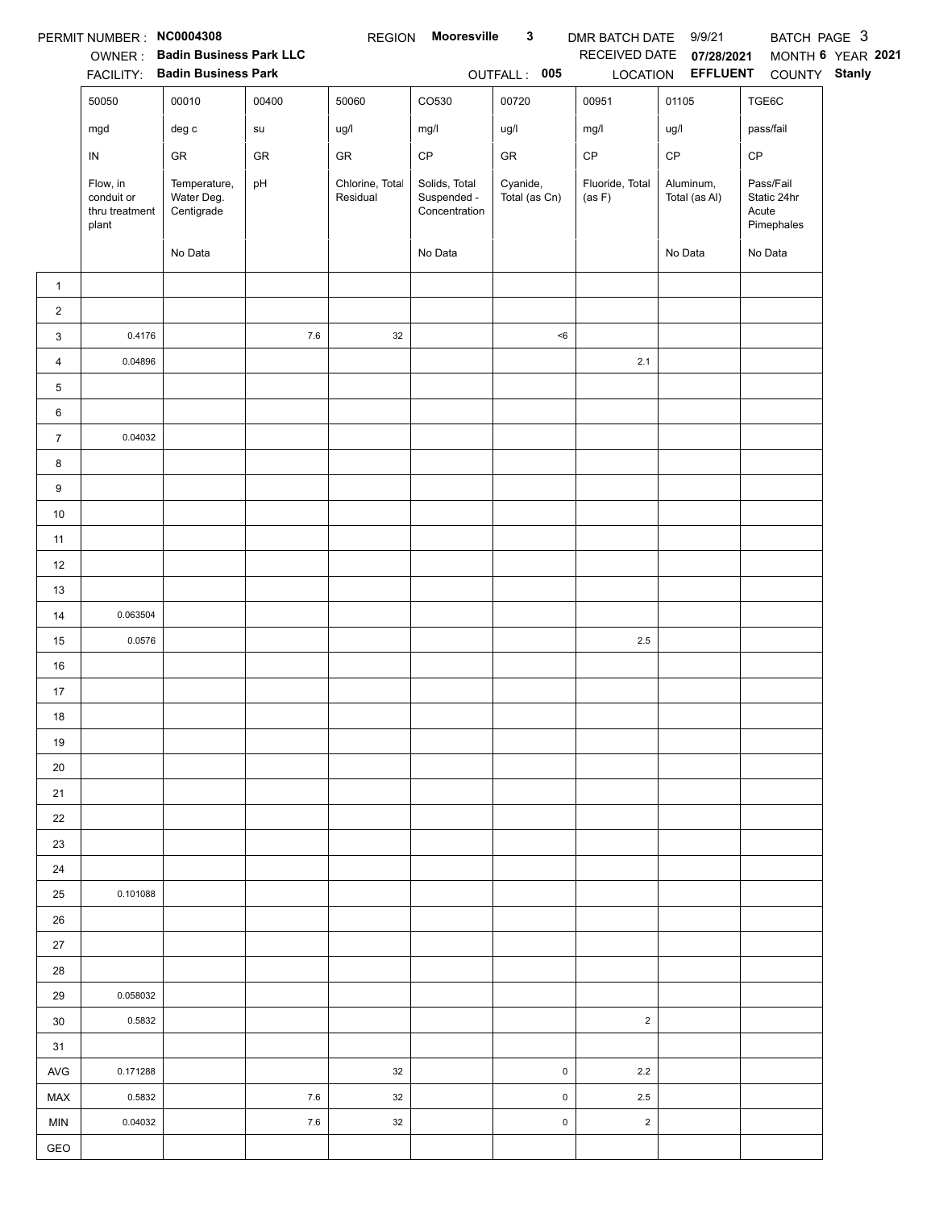PERMIT NUMBER : **NC0004308** REGION **Mooresville 3** DMR BATCH DATE 9/9/21 BATCH PAGE 3

OWNER : **Badin Business Park LLC** RECEIVED DATE **07/28/2021** MONTH **6** YEAR **2021**

FACILITY: **Badin Business Park** OUTFALL : **005** LOCATION **EFFLUENT** COUNTY **Stanly**

| | 50050 | 00010 | 00400 | 50060 | CO530 | 00720 | 00951 | 01105 | TGE6C |
|---|---|---|---|---|---|---|---|---|---|
| | mgd | deg c | su | ug/l | mg/l | ug/l | mg/l | ug/l | pass/fail |
| | IN | GR | GR | GR | CP | GR | CP | CP | CP |
| | Flow, in conduit or thru treatment plant | Temperature, Water Deg. Centigrade | pH | Chlorine, Total Residual | Solids, Total Suspended - Concentration | Cyanide, Total (as Cn) | Fluoride, Total (as F) | Aluminum, Total (as Al) | Pass/Fail Static 24hr Acute Pimephales |
| | | No Data | | | No Data | | | No Data | No Data |
| 1 | | | | | | | | | |
| 2 | | | | | | | | | |
| 3 | 0.4176 | | 7.6 | 32 | | <6 | | | |
| 4 | 0.04896 | | | | | | 2.1 | | |
| 5 | | | | | | | | | |
| 6 | | | | | | | | | |
| 7 | 0.04032 | | | | | | | | |
| 8 | | | | | | | | | |
| 9 | | | | | | | | | |
| 10 | | | | | | | | | |
| 11 | | | | | | | | | |
| 12 | | | | | | | | | |
| 13 | | | | | | | | | |
| 14 | 0.063504 | | | | | | | | |
| 15 | 0.0576 | | | | | | 2.5 | | |
| 16 | | | | | | | | | |
| 17 | | | | | | | | | |
| 18 | | | | | | | | | |
| 19 | | | | | | | | | |
| 20 | | | | | | | | | |
| 21 | | | | | | | | | |
| 22 | | | | | | | | | |
| 23 | | | | | | | | | |
| 24 | | | | | | | | | |
| 25 | 0.101088 | | | | | | | | |
| 26 | | | | | | | | | |
| 27 | | | | | | | | | |
| 28 | | | | | | | | | |
| 29 | 0.058032 | | | | | | | | |
| 30 | 0.5832 | | | | | | 2 | | |
| 31 | | | | | | | | | |
| AVG | 0.171288 | | | 32 | | 0 | 2.2 | | |
| MAX | 0.5832 | | 7.6 | 32 | | 0 | 2.5 | | |
| MIN | 0.04032 | | 7.6 | 32 | | 0 | 2 | | |
| GEO | | | | | | | | | |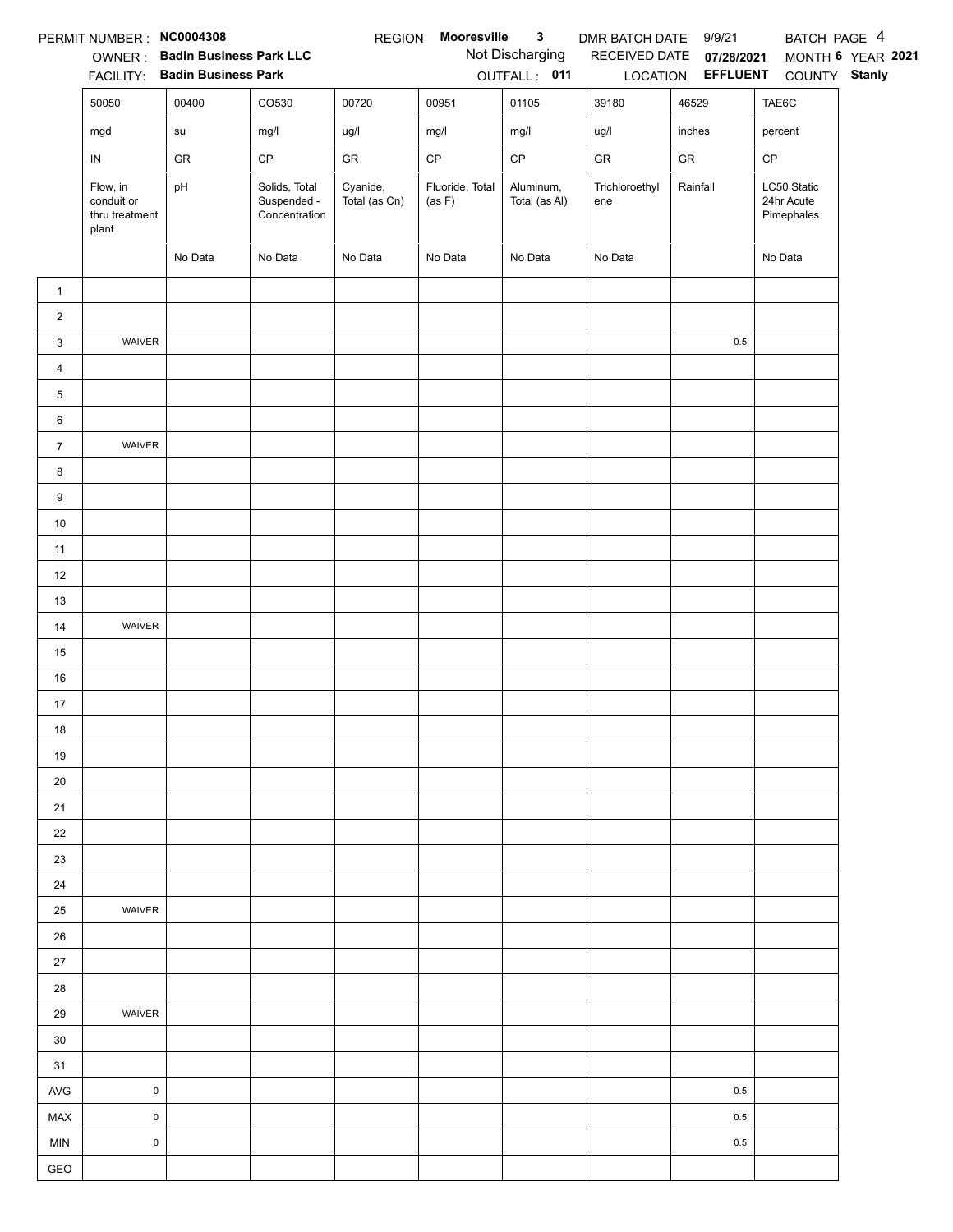PERMIT NUMBER : **NC0004308** REGION **Mooresville 3** DMR BATCH DATE 9/9/21 BATCH PAGE 4

OWNER : **Badin Business Park LLC** Not Discharging RECEIVED DATE **07/28/2021** MONTH **6** YEAR **2021**

FACILITY: **Badin Business Park** OUTFALL : **011** LOCATION **EFFLUENT** COUNTY **Stanly**

| | 50050 | 00400 | CO530 | 00720 | 00951 | 01105 | 39180 | 46529 | TAE6C |
|---|---|---|---|---|---|---|---|---|---|
| | mgd | su | mg/l | ug/l | mg/l | mg/l | ug/l | inches | percent |
| | IN | GR | CP | GR | CP | CP | GR | GR | CP |
| | Flow, in conduit or thru treatment plant | pH | Solids, Total Suspended - Concentration | Cyanide, Total (as Cn) | Fluoride, Total (as F) | Aluminum, Total (as Al) | Trichloroethylene | Rainfall | LC50 Static 24hr Acute Pimephales |
| | | No Data | No Data | No Data | No Data | No Data | No Data | | No Data |
| 1 | | | | | | | | | |
| 2 | | | | | | | | | |
| 3 | WAIVER | | | | | | | 0.5 | |
| 4 | | | | | | | | | |
| 5 | | | | | | | | | |
| 6 | | | | | | | | | |
| 7 | WAIVER | | | | | | | | |
| 8 | | | | | | | | | |
| 9 | | | | | | | | | |
| 10 | | | | | | | | | |
| 11 | | | | | | | | | |
| 12 | | | | | | | | | |
| 13 | | | | | | | | | |
| 14 | WAIVER | | | | | | | | |
| 15 | | | | | | | | | |
| 16 | | | | | | | | | |
| 17 | | | | | | | | | |
| 18 | | | | | | | | | |
| 19 | | | | | | | | | |
| 20 | | | | | | | | | |
| 21 | | | | | | | | | |
| 22 | | | | | | | | | |
| 23 | | | | | | | | | |
| 24 | | | | | | | | | |
| 25 | WAIVER | | | | | | | | |
| 26 | | | | | | | | | |
| 27 | | | | | | | | | |
| 28 | | | | | | | | | |
| 29 | WAIVER | | | | | | | | |
| 30 | | | | | | | | | |
| 31 | | | | | | | | | |
| AVG | 0 | | | | | | | 0.5 | |
| MAX | 0 | | | | | | | 0.5 | |
| MIN | 0 | | | | | | | 0.5 | |
| GEO | | | | | | | | | |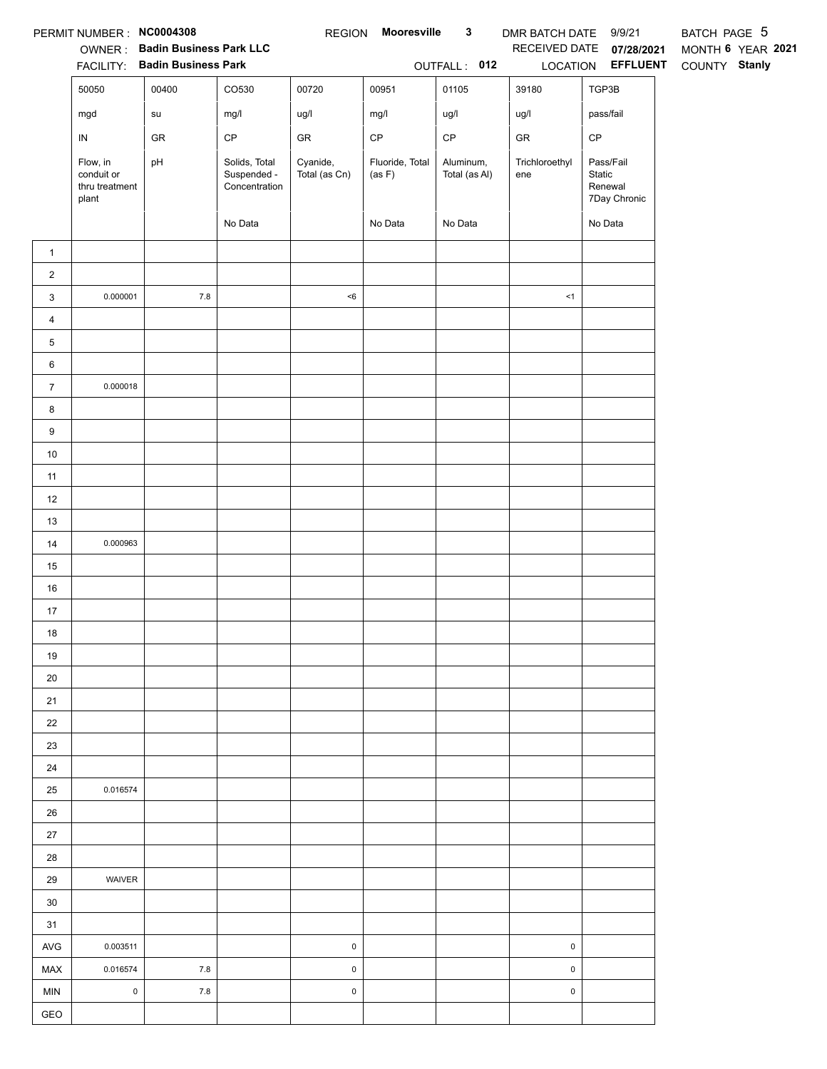PERMIT NUMBER : **NC0004308** REGION **Mooresville 3** DMR BATCH DATE 9/9/21 BATCH PAGE 5

OWNER : **Badin Business Park LLC** RECEIVED DATE **07/28/2021** MONTH **6** YEAR **2021**

FACILITY: **Badin Business Park** OUTFALL : **012** LOCATION **EFFLUENT** COUNTY **Stanly**

| | 50050 | 00400 | CO530 | 00720 | 00951 | 01105 | 39180 | TGP3B |
|---|---|---|---|---|---|---|---|---|
| | mgd | su | mg/l | ug/l | mg/l | ug/l | ug/l | pass/fail |
| | IN | GR | CP | GR | CP | CP | GR | CP |
| | Flow, in conduit or thru treatment plant | pH | Solids, Total Suspended - Concentration | Cyanide, Total (as Cn) | Fluoride, Total (as F) | Aluminum, Total (as Al) | Trichloroethylene | Pass/Fail Static Renewal 7Day Chronic |
| | | | No Data | | No Data | No Data | | No Data |
| 1 | | | | | | | | |
| 2 | | | | | | | | |
| 3 | 0.000001 | 7.8 | | <6 | | | <1 | |
| 4 | | | | | | | | |
| 5 | | | | | | | | |
| 6 | | | | | | | | |
| 7 | 0.000018 | | | | | | | |
| 8 | | | | | | | | |
| 9 | | | | | | | | |
| 10 | | | | | | | | |
| 11 | | | | | | | | |
| 12 | | | | | | | | |
| 13 | | | | | | | | |
| 14 | 0.000963 | | | | | | | |
| 15 | | | | | | | | |
| 16 | | | | | | | | |
| 17 | | | | | | | | |
| 18 | | | | | | | | |
| 19 | | | | | | | | |
| 20 | | | | | | | | |
| 21 | | | | | | | | |
| 22 | | | | | | | | |
| 23 | | | | | | | | |
| 24 | | | | | | | | |
| 25 | 0.016574 | | | | | | | |
| 26 | | | | | | | | |
| 27 | | | | | | | | |
| 28 | | | | | | | | |
| 29 | WAIVER | | | | | | | |
| 30 | | | | | | | | |
| 31 | | | | | | | | |
| AVG | 0.003511 | | | 0 | | | 0 | |
| MAX | 0.016574 | 7.8 | | 0 | | | 0 | |
| MIN | 0 | 7.8 | | 0 | | | 0 | |
| GEO | | | | | | | | |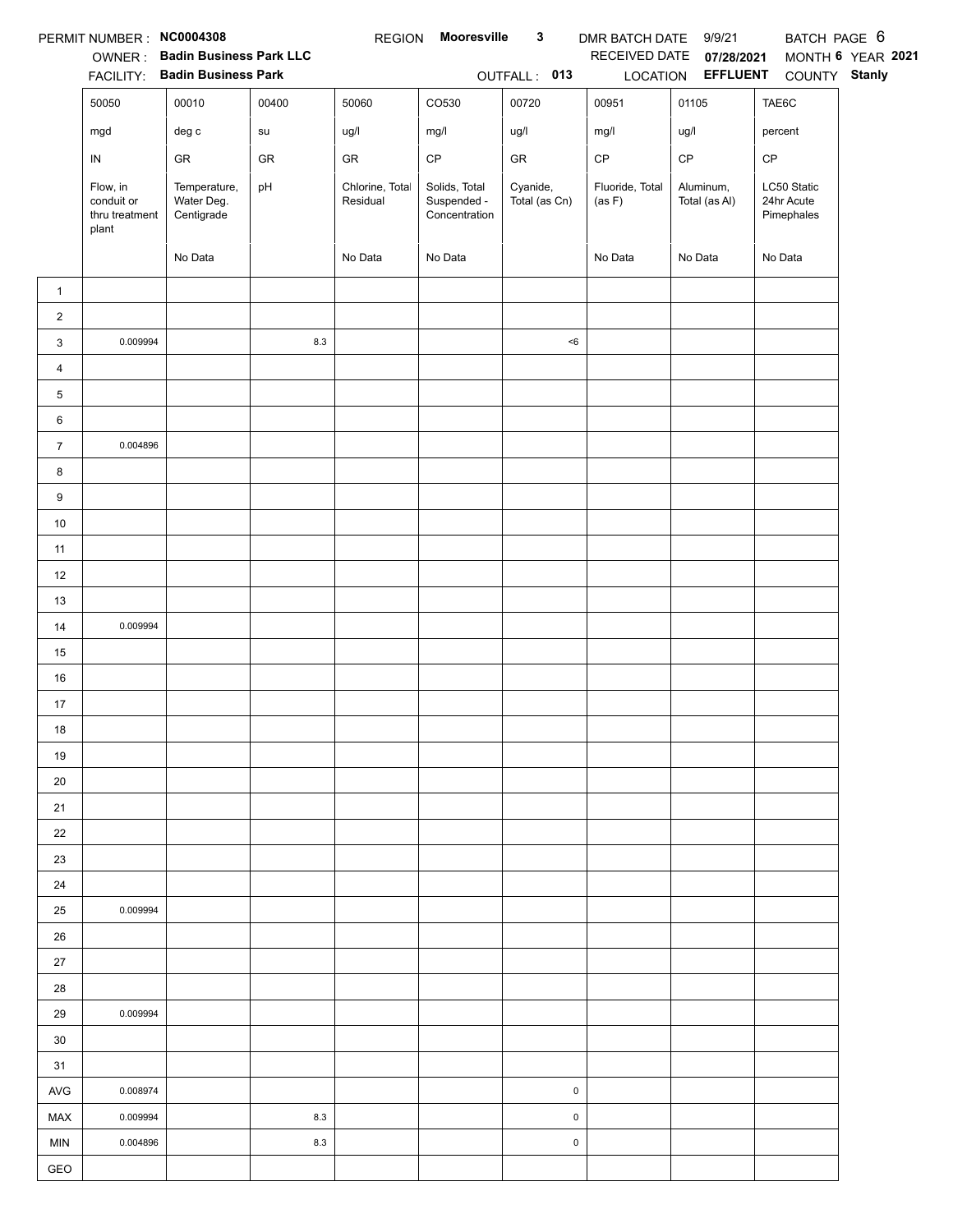PERMIT NUMBER : **NC0004308** REGION **Mooresville 3** DMR BATCH DATE 9/9/21 BATCH PAGE 6

OWNER : **Badin Business Park LLC** RECEIVED DATE **07/28/2021** MONTH **6** YEAR **2021**

FACILITY: **Badin Business Park** OUTFALL : **013** LOCATION **EFFLUENT** COUNTY **Stanly**

| | 50050 | 00010 | 00400 | 50060 | CO530 | 00720 | 00951 | 01105 | TAE6C |
|---|---|---|---|---|---|---|---|---|---|
| | mgd | deg c | su | ug/l | mg/l | ug/l | mg/l | ug/l | percent |
| | IN | GR | GR | GR | CP | GR | CP | CP | CP |
| | Flow, in conduit or thru treatment plant | Temperature, Water Deg. Centigrade | pH | Chlorine, Total Residual | Solids, Total Suspended - Concentration | Cyanide, Total (as Cn) | Fluoride, Total (as F) | Aluminum, Total (as Al) | LC50 Static 24hr Acute Pimephales |
| | | No Data | | No Data | No Data | | No Data | No Data | No Data |
| 1 | | | | | | | | | |
| 2 | | | | | | | | | |
| 3 | 0.009994 | | 8.3 | | | <6 | | | |
| 4 | | | | | | | | | |
| 5 | | | | | | | | | |
| 6 | | | | | | | | | |
| 7 | 0.004896 | | | | | | | | |
| 8 | | | | | | | | | |
| 9 | | | | | | | | | |
| 10 | | | | | | | | | |
| 11 | | | | | | | | | |
| 12 | | | | | | | | | |
| 13 | | | | | | | | | |
| 14 | 0.009994 | | | | | | | | |
| 15 | | | | | | | | | |
| 16 | | | | | | | | | |
| 17 | | | | | | | | | |
| 18 | | | | | | | | | |
| 19 | | | | | | | | | |
| 20 | | | | | | | | | |
| 21 | | | | | | | | | |
| 22 | | | | | | | | | |
| 23 | | | | | | | | | |
| 24 | | | | | | | | | |
| 25 | 0.009994 | | | | | | | | |
| 26 | | | | | | | | | |
| 27 | | | | | | | | | |
| 28 | | | | | | | | | |
| 29 | 0.009994 | | | | | | | | |
| 30 | | | | | | | | | |
| 31 | | | | | | | | | |
| AVG | 0.008974 | | | | | 0 | | | |
| MAX | 0.009994 | | 8.3 | | | 0 | | | |
| MIN | 0.004896 | | 8.3 | | | 0 | | | |
| GEO | | | | | | | | | |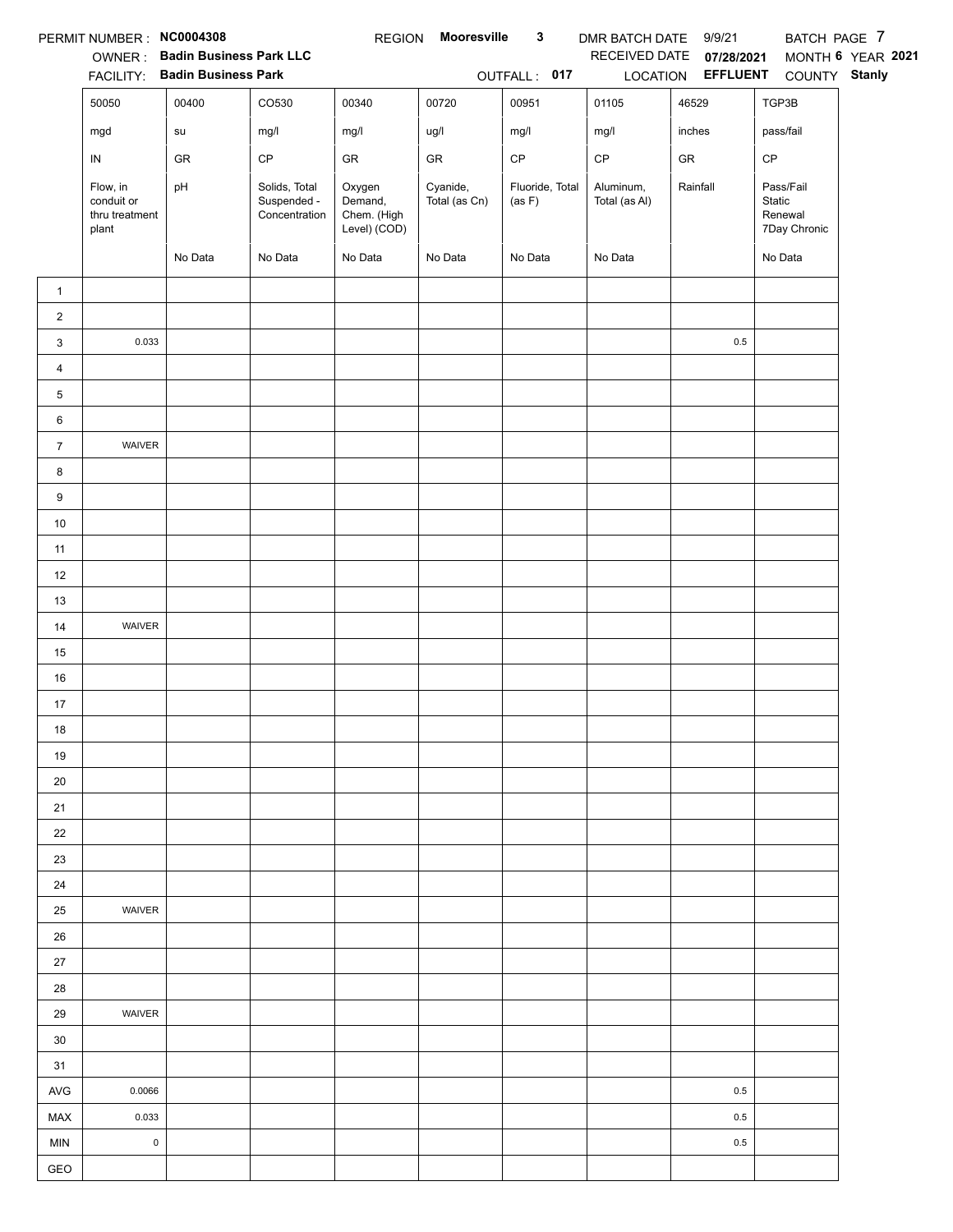PERMIT NUMBER : **NC0004308** REGION **Mooresville 3** DMR BATCH DATE 9/9/21 BATCH PAGE 7

OWNER : **Badin Business Park LLC** RECEIVED DATE **07/28/2021** MONTH **6** YEAR **2021**

FACILITY: **Badin Business Park** OUTFALL : **017** LOCATION **EFFLUENT** COUNTY **Stanly**

| | 50050 | 00400 | CO530 | 00340 | 00720 | 00951 | 01105 | 46529 | TGP3B |
|---|---|---|---|---|---|---|---|---|---|
| | mgd | su | mg/l | mg/l | ug/l | mg/l | mg/l | inches | pass/fail |
| | IN | GR | CP | GR | GR | CP | CP | GR | CP |
| | Flow, in conduit or thru treatment plant | pH | Solids, Total Suspended - Concentration | Oxygen Demand, Chem. (High Level) (COD) | Cyanide, Total (as Cn) | Fluoride, Total (as F) | Aluminum, Total (as Al) | Rainfall | Pass/Fail Static Renewal 7Day Chronic |
| | | No Data | No Data | No Data | No Data | No Data | No Data | | No Data |
| 1 | | | | | | | | | |
| 2 | | | | | | | | | |
| 3 | 0.033 | | | | | | | 0.5 | |
| 4 | | | | | | | | | |
| 5 | | | | | | | | | |
| 6 | | | | | | | | | |
| 7 | WAIVER | | | | | | | | |
| 8 | | | | | | | | | |
| 9 | | | | | | | | | |
| 10 | | | | | | | | | |
| 11 | | | | | | | | | |
| 12 | | | | | | | | | |
| 13 | | | | | | | | | |
| 14 | WAIVER | | | | | | | | |
| 15 | | | | | | | | | |
| 16 | | | | | | | | | |
| 17 | | | | | | | | | |
| 18 | | | | | | | | | |
| 19 | | | | | | | | | |
| 20 | | | | | | | | | |
| 21 | | | | | | | | | |
| 22 | | | | | | | | | |
| 23 | | | | | | | | | |
| 24 | | | | | | | | | |
| 25 | WAIVER | | | | | | | | |
| 26 | | | | | | | | | |
| 27 | | | | | | | | | |
| 28 | | | | | | | | | |
| 29 | WAIVER | | | | | | | | |
| 30 | | | | | | | | | |
| 31 | | | | | | | | | |
| AVG | 0.0066 | | | | | | | 0.5 | |
| MAX | 0.033 | | | | | | | 0.5 | |
| MIN | 0 | | | | | | | 0.5 | |
| GEO | | | | | | | | | |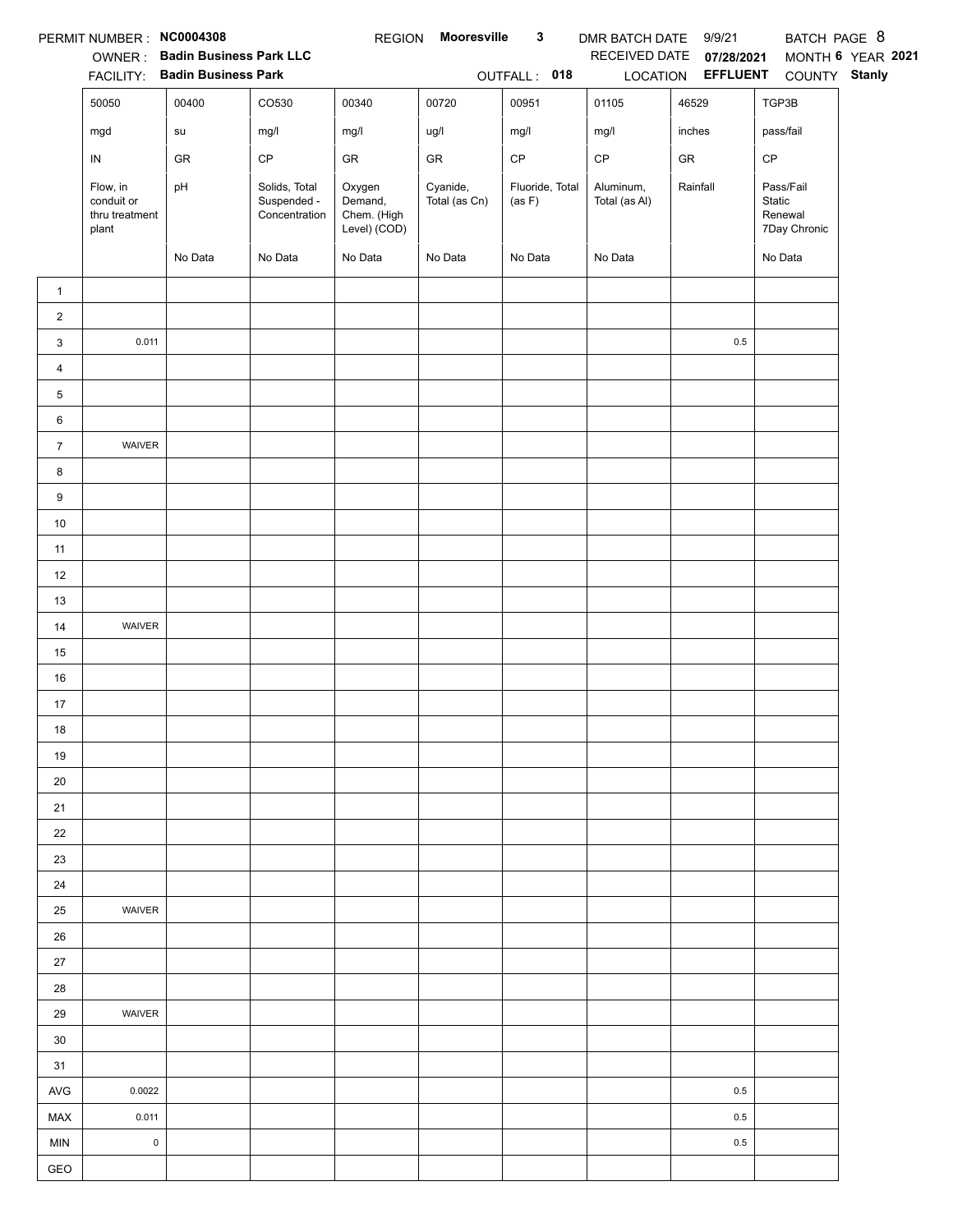PERMIT NUMBER : **NC0004308** REGION **Mooresville 3** DMR BATCH DATE 9/9/21 BATCH PAGE 8

OWNER : **Badin Business Park LLC** RECEIVED DATE **07/28/2021** MONTH **6** YEAR **2021**

FACILITY: **Badin Business Park** OUTFALL : **018** LOCATION **EFFLUENT** COUNTY **Stanly**

| | 50050 | 00400 | CO530 | 00340 | 00720 | 00951 | 01105 | 46529 | TGP3B |
|---|---|---|---|---|---|---|---|---|---|
| | mgd | su | mg/l | mg/l | ug/l | mg/l | mg/l | inches | pass/fail |
| | IN | GR | CP | GR | GR | CP | CP | GR | CP |
| | Flow, in conduit or thru treatment plant | pH | Solids, Total Suspended - Concentration | Oxygen Demand, Chem. (High Level) (COD) | Cyanide, Total (as Cn) | Fluoride, Total (as F) | Aluminum, Total (as Al) | Rainfall | Pass/Fail Static Renewal 7Day Chronic |
| | | No Data | No Data | No Data | No Data | No Data | No Data | | No Data |
| 1 | | | | | | | | | |
| 2 | | | | | | | | | |
| 3 | 0.011 | | | | | | | 0.5 | |
| 4 | | | | | | | | | |
| 5 | | | | | | | | | |
| 6 | | | | | | | | | |
| 7 | WAIVER | | | | | | | | |
| 8 | | | | | | | | | |
| 9 | | | | | | | | | |
| 10 | | | | | | | | | |
| 11 | | | | | | | | | |
| 12 | | | | | | | | | |
| 13 | | | | | | | | | |
| 14 | WAIVER | | | | | | | | |
| 15 | | | | | | | | | |
| 16 | | | | | | | | | |
| 17 | | | | | | | | | |
| 18 | | | | | | | | | |
| 19 | | | | | | | | | |
| 20 | | | | | | | | | |
| 21 | | | | | | | | | |
| 22 | | | | | | | | | |
| 23 | | | | | | | | | |
| 24 | | | | | | | | | |
| 25 | WAIVER | | | | | | | | |
| 26 | | | | | | | | | |
| 27 | | | | | | | | | |
| 28 | | | | | | | | | |
| 29 | WAIVER | | | | | | | | |
| 30 | | | | | | | | | |
| 31 | | | | | | | | | |
| AVG | 0.0022 | | | | | | | 0.5 | |
| MAX | 0.011 | | | | | | | 0.5 | |
| MIN | 0 | | | | | | | 0.5 | |
| GEO | | | | | | | | | |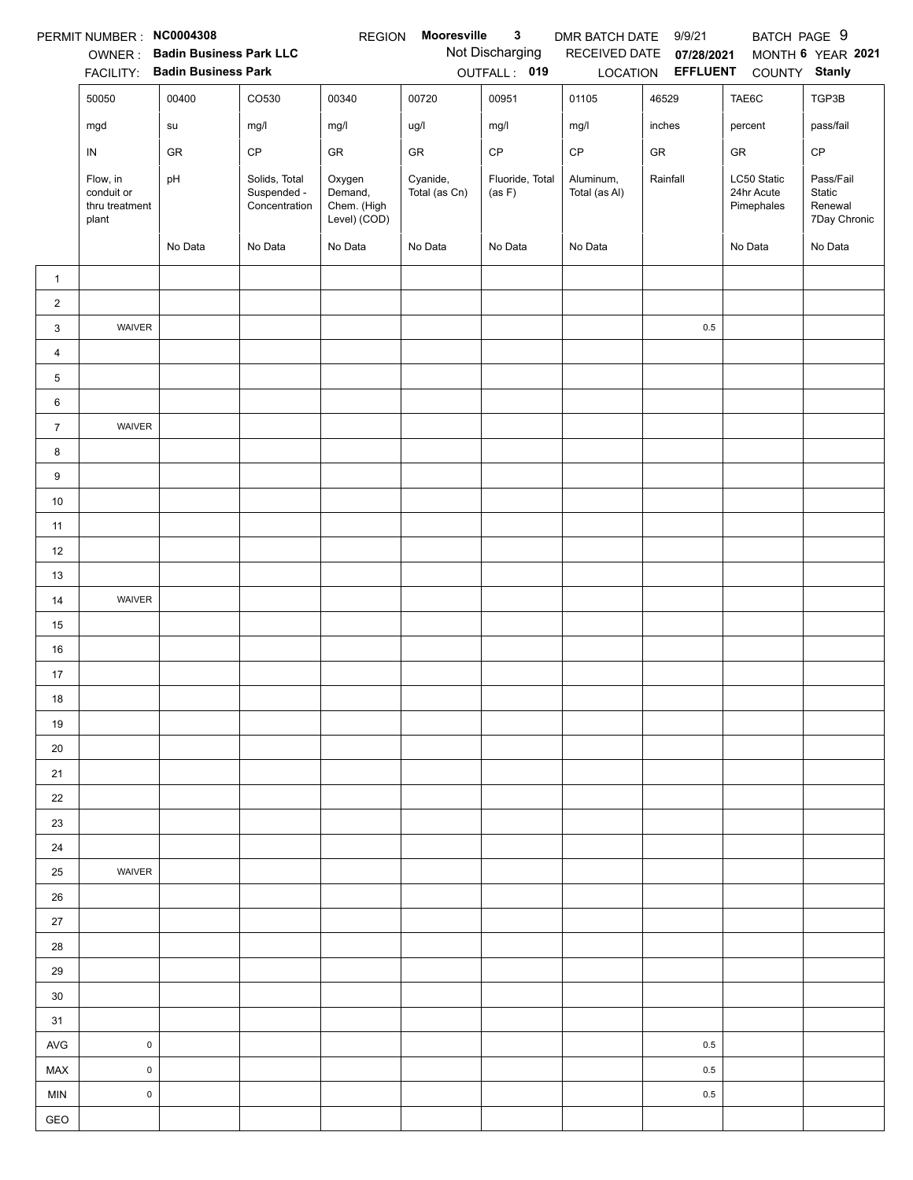PERMIT NUMBER : **NC0004308** REGION **Mooresville 3** DMR BATCH DATE 9/9/21 BATCH PAGE 9

OWNER : **Badin Business Park LLC** Not Discharging RECEIVED DATE **07/28/2021** MONTH **6** YEAR **2021**

FACILITY: **Badin Business Park** OUTFALL : **019** LOCATION **EFFLUENT** COUNTY **Stanly**

| | 50050 | 00400 | CO530 | 00340 | 00720 | 00951 | 01105 | 46529 | TAE6C | TGP3B |
|---|---|---|---|---|---|---|---|---|---|---|
| | mgd | su | mg/l | mg/l | ug/l | mg/l | mg/l | inches | percent | pass/fail |
| | IN | GR | CP | GR | GR | CP | CP | GR | GR | CP |
| | Flow, in conduit or thru treatment plant | pH | Solids, Total Suspended - Concentration | Oxygen Demand, Chem. (High Level) (COD) | Cyanide, Total (as Cn) | Fluoride, Total (as F) | Aluminum, Total (as Al) | Rainfall | LC50 Static 24hr Acute Pimephales | Pass/Fail Static Renewal 7Day Chronic |
| | | No Data | No Data | No Data | No Data | No Data | No Data | | No Data | No Data |
| 1 | | | | | | | | | | |
| 2 | | | | | | | | | | |
| 3 | WAIVER | | | | | | | 0.5 | | |
| 4 | | | | | | | | | | |
| 5 | | | | | | | | | | |
| 6 | | | | | | | | | | |
| 7 | WAIVER | | | | | | | | | |
| 8 | | | | | | | | | | |
| 9 | | | | | | | | | | |
| 10 | | | | | | | | | | |
| 11 | | | | | | | | | | |
| 12 | | | | | | | | | | |
| 13 | | | | | | | | | | |
| 14 | WAIVER | | | | | | | | | |
| 15 | | | | | | | | | | |
| 16 | | | | | | | | | | |
| 17 | | | | | | | | | | |
| 18 | | | | | | | | | | |
| 19 | | | | | | | | | | |
| 20 | | | | | | | | | | |
| 21 | | | | | | | | | | |
| 22 | | | | | | | | | | |
| 23 | | | | | | | | | | |
| 24 | | | | | | | | | | |
| 25 | WAIVER | | | | | | | | | |
| 26 | | | | | | | | | | |
| 27 | | | | | | | | | | |
| 28 | | | | | | | | | | |
| 29 | | | | | | | | | | |
| 30 | | | | | | | | | | |
| 31 | | | | | | | | | | |
| AVG | 0 | | | | | | | 0.5 | | |
| MAX | 0 | | | | | | | 0.5 | | |
| MIN | 0 | | | | | | | 0.5 | | |
| GEO | | | | | | | | | | |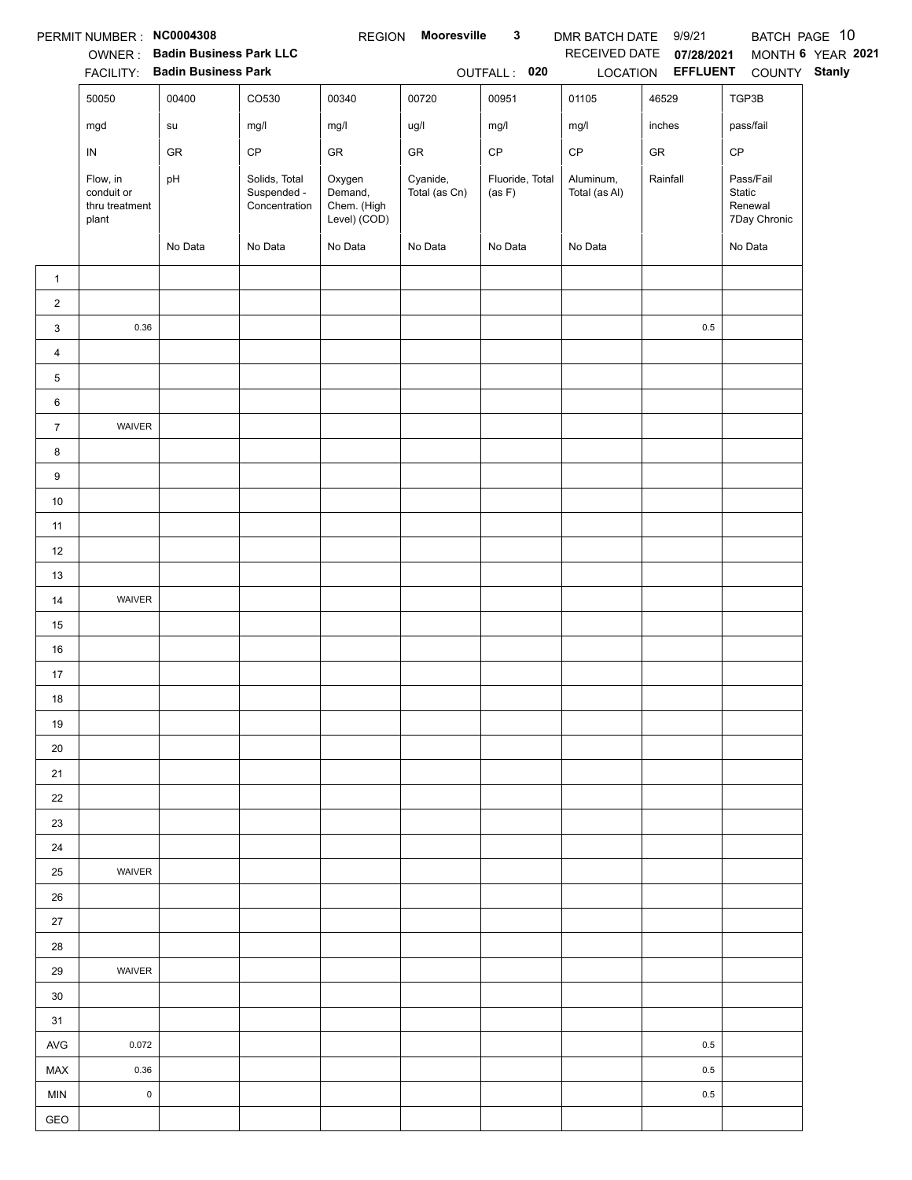PERMIT NUMBER : **NC0004308** REGION **Mooresville 3** DMR BATCH DATE 9/9/21 BATCH PAGE 10

OWNER : **Badin Business Park LLC** RECEIVED DATE **07/28/2021** MONTH **6** YEAR **2021**

FACILITY: **Badin Business Park** OUTFALL : **020** LOCATION **EFFLUENT** COUNTY **Stanly**

| | 50050 | 00400 | CO530 | 00340 | 00720 | 00951 | 01105 | 46529 | TGP3B |
|---|---|---|---|---|---|---|---|---|---|
| | mgd | su | mg/l | mg/l | ug/l | mg/l | mg/l | inches | pass/fail |
| | IN | GR | CP | GR | GR | CP | CP | GR | CP |
| | Flow, in conduit or thru treatment plant | pH | Solids, Total Suspended - Concentration | Oxygen Demand, Chem. (High Level) (COD) | Cyanide, Total (as Cn) | Fluoride, Total (as F) | Aluminum, Total (as Al) | Rainfall | Pass/Fail Static Renewal 7Day Chronic |
| | | No Data | No Data | No Data | No Data | No Data | No Data | | No Data |
| 1 | | | | | | | | | |
| 2 | | | | | | | | | |
| 3 | 0.36 | | | | | | | 0.5 | |
| 4 | | | | | | | | | |
| 5 | | | | | | | | | |
| 6 | | | | | | | | | |
| 7 | WAIVER | | | | | | | | |
| 8 | | | | | | | | | |
| 9 | | | | | | | | | |
| 10 | | | | | | | | | |
| 11 | | | | | | | | | |
| 12 | | | | | | | | | |
| 13 | | | | | | | | | |
| 14 | WAIVER | | | | | | | | |
| 15 | | | | | | | | | |
| 16 | | | | | | | | | |
| 17 | | | | | | | | | |
| 18 | | | | | | | | | |
| 19 | | | | | | | | | |
| 20 | | | | | | | | | |
| 21 | | | | | | | | | |
| 22 | | | | | | | | | |
| 23 | | | | | | | | | |
| 24 | | | | | | | | | |
| 25 | WAIVER | | | | | | | | |
| 26 | | | | | | | | | |
| 27 | | | | | | | | | |
| 28 | | | | | | | | | |
| 29 | WAIVER | | | | | | | | |
| 30 | | | | | | | | | |
| 31 | | | | | | | | | |
| AVG | 0.072 | | | | | | | 0.5 | |
| MAX | 0.36 | | | | | | | 0.5 | |
| MIN | 0 | | | | | | | 0.5 | |
| GEO | | | | | | | | | |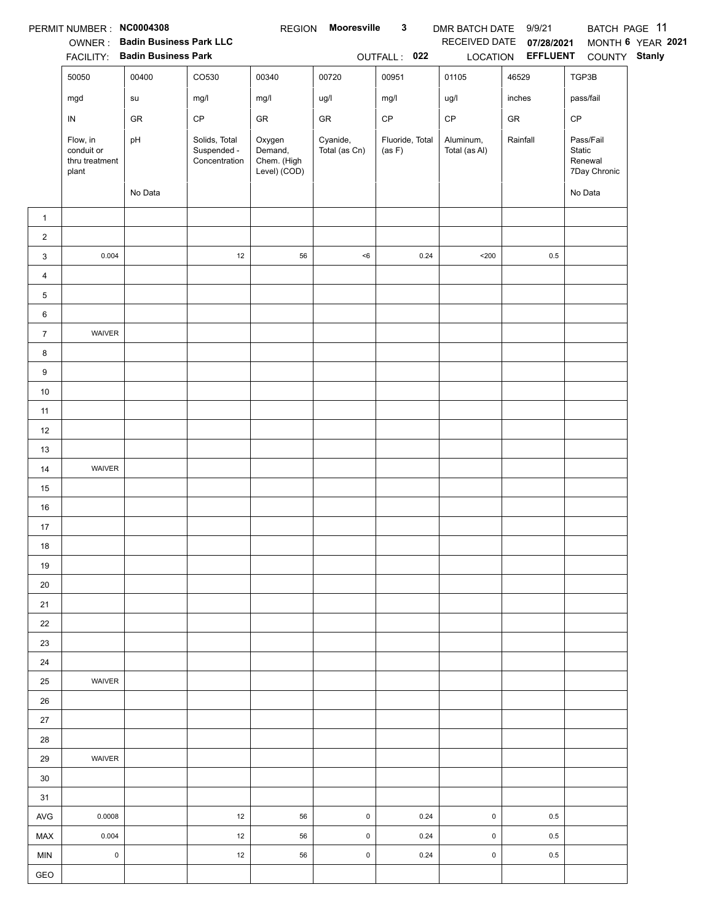PERMIT NUMBER : **NC0004308** REGION **Mooresville 3** DMR BATCH DATE 9/9/21 BATCH PAGE 11

OWNER : **Badin Business Park LLC** RECEIVED DATE **07/28/2021** MONTH **6** YEAR **2021**

FACILITY: **Badin Business Park** OUTFALL : **022** LOCATION **EFFLUENT** COUNTY **Stanly**

| | 50050 | 00400 | CO530 | 00340 | 00720 | 00951 | 01105 | 46529 | TGP3B |
|---|---|---|---|---|---|---|---|---|---|
| | mgd | su | mg/l | mg/l | ug/l | mg/l | ug/l | inches | pass/fail |
| | IN | GR | CP | GR | GR | CP | CP | GR | CP |
| | Flow, in conduit or thru treatment plant | pH | Solids, Total Suspended - Concentration | Oxygen Demand, Chem. (High Level) (COD) | Cyanide, Total (as Cn) | Fluoride, Total (as F) | Aluminum, Total (as Al) | Rainfall | Pass/Fail Static Renewal 7Day Chronic |
| | | No Data | | | | | | | No Data |
| 1 | | | | | | | | | |
| 2 | | | | | | | | | |
| 3 | 0.004 | | 12 | 56 | <6 | 0.24 | <200 | 0.5 | |
| 4 | | | | | | | | | |
| 5 | | | | | | | | | |
| 6 | | | | | | | | | |
| 7 | WAIVER | | | | | | | | |
| 8 | | | | | | | | | |
| 9 | | | | | | | | | |
| 10 | | | | | | | | | |
| 11 | | | | | | | | | |
| 12 | | | | | | | | | |
| 13 | | | | | | | | | |
| 14 | WAIVER | | | | | | | | |
| 15 | | | | | | | | | |
| 16 | | | | | | | | | |
| 17 | | | | | | | | | |
| 18 | | | | | | | | | |
| 19 | | | | | | | | | |
| 20 | | | | | | | | | |
| 21 | | | | | | | | | |
| 22 | | | | | | | | | |
| 23 | | | | | | | | | |
| 24 | | | | | | | | | |
| 25 | WAIVER | | | | | | | | |
| 26 | | | | | | | | | |
| 27 | | | | | | | | | |
| 28 | | | | | | | | | |
| 29 | WAIVER | | | | | | | | |
| 30 | | | | | | | | | |
| 31 | | | | | | | | | |
| AVG | 0.0008 | | 12 | 56 | 0 | 0.24 | 0 | 0.5 | |
| MAX | 0.004 | | 12 | 56 | 0 | 0.24 | 0 | 0.5 | |
| MIN | 0 | | 12 | 56 | 0 | 0.24 | 0 | 0.5 | |
| GEO | | | | | | | | | |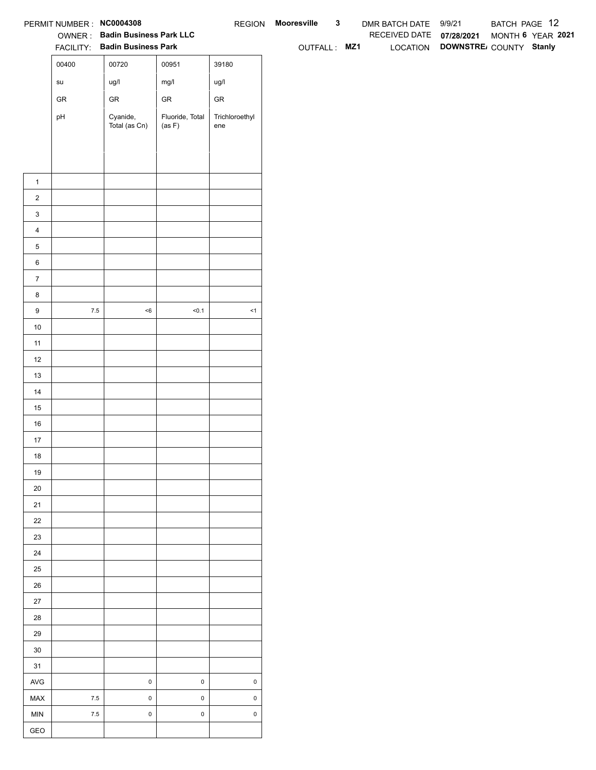PERMIT NUMBER : **NC0004308** REGION **Mooresville 3** DMR BATCH DATE 9/9/21 BATCH PAGE 12

OWNER : **Badin Business Park LLC** RECEIVED DATE **07/28/2021** MONTH **6** YEAR **2021**

FACILITY: **Badin Business Park** OUTFALL : **MZ1** LOCATION **DOWNSTRE/** COUNTY **Stanly**

| | 00400 | 00720 | 00951 | 39180 |
|---|---|---|---|---|
| | su | ug/l | mg/l | ug/l |
| | GR | GR | GR | GR |
| | pH | Cyanide, Total (as Cn) | Fluoride, Total (as F) | Trichloroethylene |
| 1 | | | | |
| 2 | | | | |
| 3 | | | | |
| 4 | | | | |
| 5 | | | | |
| 6 | | | | |
| 7 | | | | |
| 8 | | | | |
| 9 | 7.5 | <6 | <0.1 | <1 |
| 10 | | | | |
| 11 | | | | |
| 12 | | | | |
| 13 | | | | |
| 14 | | | | |
| 15 | | | | |
| 16 | | | | |
| 17 | | | | |
| 18 | | | | |
| 19 | | | | |
| 20 | | | | |
| 21 | | | | |
| 22 | | | | |
| 23 | | | | |
| 24 | | | | |
| 25 | | | | |
| 26 | | | | |
| 27 | | | | |
| 28 | | | | |
| 29 | | | | |
| 30 | | | | |
| 31 | | | | |
| AVG | | 0 | 0 | 0 |
| MAX | 7.5 | 0 | 0 | 0 |
| MIN | 7.5 | 0 | 0 | 0 |
| GEO | | | | |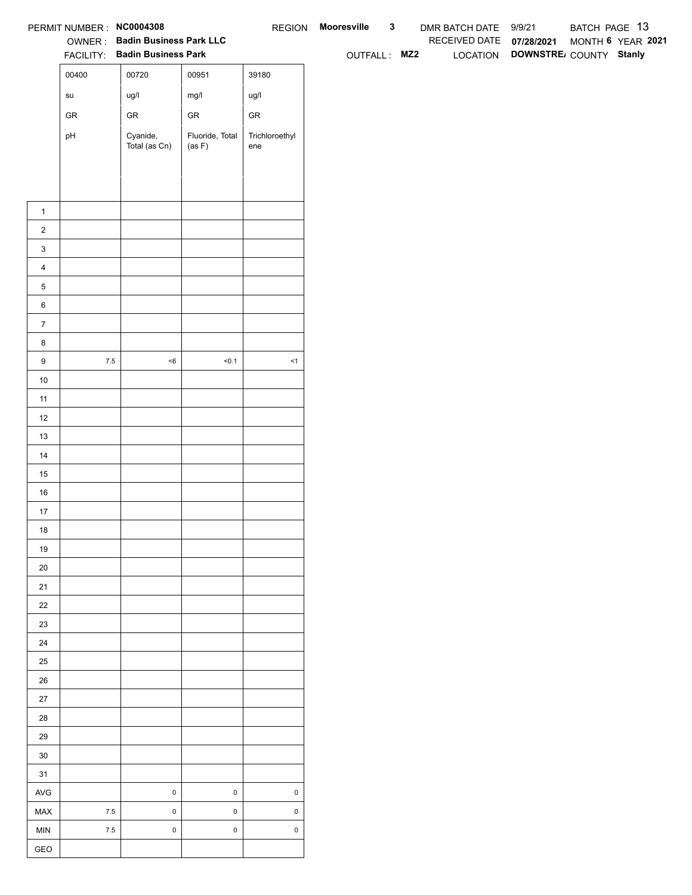PERMIT NUMBER : **NC0004308** REGION **Mooresville 3** DMR BATCH DATE 9/9/21 BATCH PAGE 13

OWNER : **Badin Business Park LLC** RECEIVED DATE **07/28/2021** MONTH **6** YEAR **2021**

FACILITY: **Badin Business Park** OUTFALL : **MZ2** LOCATION **DOWNSTRE/** COUNTY **Stanly**

| | 00400 | 00720 | 00951 | 39180 |
|---|---|---|---|---|
| | su | ug/l | mg/l | ug/l |
| | GR | GR | GR | GR |
| | pH | Cyanide, Total (as Cn) | Fluoride, Total (as F) | Trichloroethylene |
| 1 | | | | |
| 2 | | | | |
| 3 | | | | |
| 4 | | | | |
| 5 | | | | |
| 6 | | | | |
| 7 | | | | |
| 8 | | | | |
| 9 | 7.5 | <6 | <0.1 | <1 |
| 10 | | | | |
| 11 | | | | |
| 12 | | | | |
| 13 | | | | |
| 14 | | | | |
| 15 | | | | |
| 16 | | | | |
| 17 | | | | |
| 18 | | | | |
| 19 | | | | |
| 20 | | | | |
| 21 | | | | |
| 22 | | | | |
| 23 | | | | |
| 24 | | | | |
| 25 | | | | |
| 26 | | | | |
| 27 | | | | |
| 28 | | | | |
| 29 | | | | |
| 30 | | | | |
| 31 | | | | |
| AVG | | 0 | 0 | 0 |
| MAX | 7.5 | 0 | 0 | 0 |
| MIN | 7.5 | 0 | 0 | 0 |
| GEO | | | | |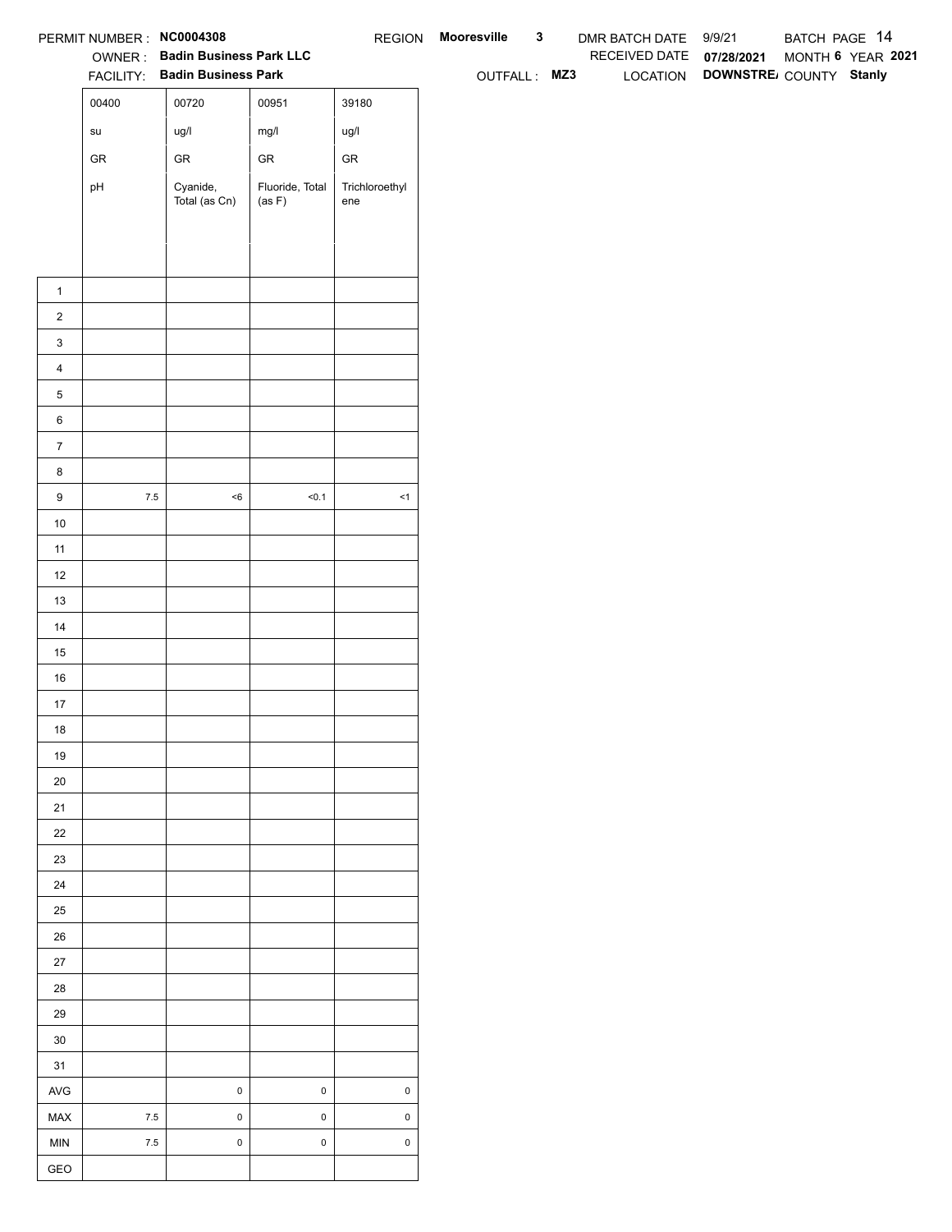PERMIT NUMBER : **NC0004308** REGION **Mooresville 3** DMR BATCH DATE 9/9/21 BATCH PAGE 14

OWNER : **Badin Business Park LLC** RECEIVED DATE **07/28/2021** MONTH **6** YEAR **2021**

FACILITY: **Badin Business Park** OUTFALL : **MZ3** LOCATION **DOWNSTRE/** COUNTY **Stanly**

| | 00400 | 00720 | 00951 | 39180 |
|---|---|---|---|---|
| | su | ug/l | mg/l | ug/l |
| | GR | GR | GR | GR |
| | pH | Cyanide, Total (as Cn) | Fluoride, Total (as F) | Trichloroethylene |
| 1 | | | | |
| 2 | | | | |
| 3 | | | | |
| 4 | | | | |
| 5 | | | | |
| 6 | | | | |
| 7 | | | | |
| 8 | | | | |
| 9 | 7.5 | <6 | <0.1 | <1 |
| 10 | | | | |
| 11 | | | | |
| 12 | | | | |
| 13 | | | | |
| 14 | | | | |
| 15 | | | | |
| 16 | | | | |
| 17 | | | | |
| 18 | | | | |
| 19 | | | | |
| 20 | | | | |
| 21 | | | | |
| 22 | | | | |
| 23 | | | | |
| 24 | | | | |
| 25 | | | | |
| 26 | | | | |
| 27 | | | | |
| 28 | | | | |
| 29 | | | | |
| 30 | | | | |
| 31 | | | | |
| AVG | | 0 | 0 | 0 |
| MAX | 7.5 | 0 | 0 | 0 |
| MIN | 7.5 | 0 | 0 | 0 |
| GEO | | | | |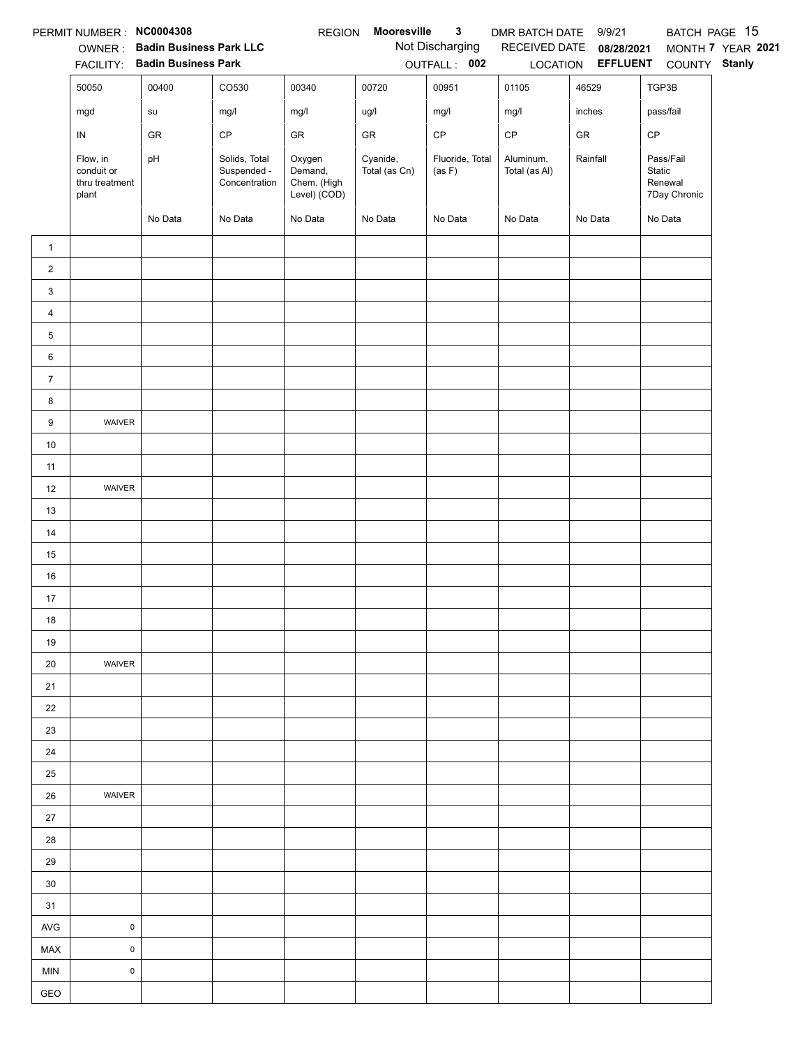PERMIT NUMBER : **NC0004308** REGION **Mooresville 3** DMR BATCH DATE 9/9/21 BATCH PAGE 15

OWNER : **Badin Business Park LLC** Not Discharging RECEIVED DATE **08/28/2021** MONTH **7** YEAR **2021**

FACILITY: **Badin Business Park** OUTFALL : **002** LOCATION **EFFLUENT** COUNTY **Stanly**

| | 50050 | 00400 | CO530 | 00340 | 00720 | 00951 | 01105 | 46529 | TGP3B |
|---|---|---|---|---|---|---|---|---|---|
| | mgd | su | mg/l | mg/l | ug/l | mg/l | mg/l | inches | pass/fail |
| | IN | GR | CP | GR | GR | CP | CP | GR | CP |
| | Flow, in conduit or thru treatment plant | pH | Solids, Total Suspended - Concentration | Oxygen Demand, Chem. (High Level) (COD) | Cyanide, Total (as Cn) | Fluoride, Total (as F) | Aluminum, Total (as Al) | Rainfall | Pass/Fail Static Renewal 7Day Chronic |
| | | No Data | No Data | No Data | No Data | No Data | No Data | No Data | No Data |
| 1 | | | | | | | | | |
| 2 | | | | | | | | | |
| 3 | | | | | | | | | |
| 4 | | | | | | | | | |
| 5 | | | | | | | | | |
| 6 | | | | | | | | | |
| 7 | | | | | | | | | |
| 8 | | | | | | | | | |
| 9 | WAIVER | | | | | | | | |
| 10 | | | | | | | | | |
| 11 | | | | | | | | | |
| 12 | WAIVER | | | | | | | | |
| 13 | | | | | | | | | |
| 14 | | | | | | | | | |
| 15 | | | | | | | | | |
| 16 | | | | | | | | | |
| 17 | | | | | | | | | |
| 18 | | | | | | | | | |
| 19 | | | | | | | | | |
| 20 | WAIVER | | | | | | | | |
| 21 | | | | | | | | | |
| 22 | | | | | | | | | |
| 23 | | | | | | | | | |
| 24 | | | | | | | | | |
| 25 | | | | | | | | | |
| 26 | WAIVER | | | | | | | | |
| 27 | | | | | | | | | |
| 28 | | | | | | | | | |
| 29 | | | | | | | | | |
| 30 | | | | | | | | | |
| 31 | | | | | | | | | |
| AVG | 0 | | | | | | | | |
| MAX | 0 | | | | | | | | |
| MIN | 0 | | | | | | | | |
| GEO | | | | | | | | | |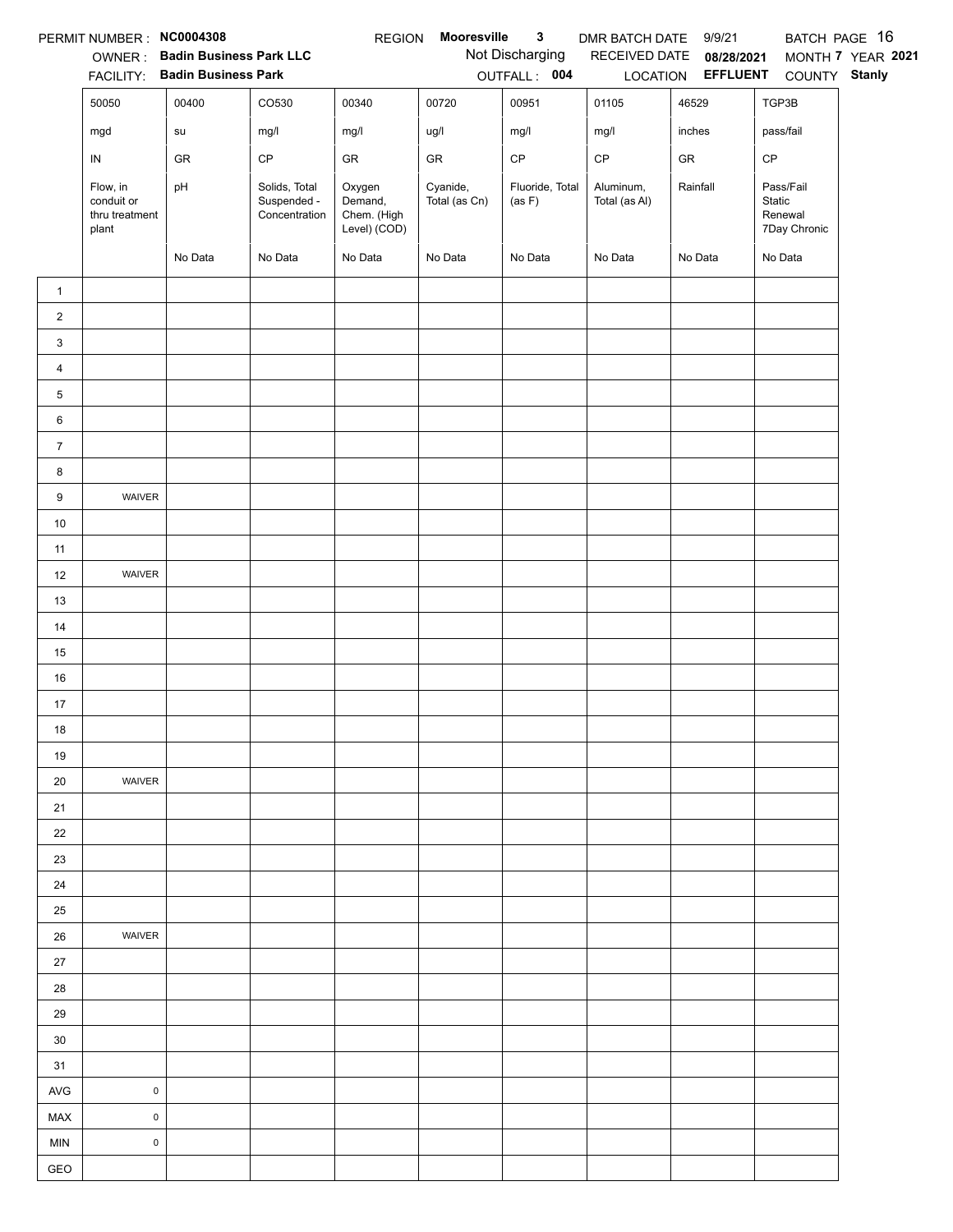PERMIT NUMBER : **NC0004308** REGION **Mooresville 3** DMR BATCH DATE 9/9/21 BATCH PAGE 16

OWNER : **Badin Business Park LLC** Not Discharging RECEIVED DATE **08/28/2021** MONTH **7** YEAR **2021**

FACILITY: **Badin Business Park** OUTFALL : **004** LOCATION **EFFLUENT** COUNTY **Stanly**

| | 50050 | 00400 | CO530 | 00340 | 00720 | 00951 | 01105 | 46529 | TGP3B |
|---|---|---|---|---|---|---|---|---|---|
| | mgd | su | mg/l | mg/l | ug/l | mg/l | mg/l | inches | pass/fail |
| | IN | GR | CP | GR | GR | CP | CP | GR | CP |
| | Flow, in conduit or thru treatment plant | pH | Solids, Total Suspended - Concentration | Oxygen Demand, Chem. (High Level) (COD) | Cyanide, Total (as Cn) | Fluoride, Total (as F) | Aluminum, Total (as Al) | Rainfall | Pass/Fail Static Renewal 7Day Chronic |
| | | No Data | No Data | No Data | No Data | No Data | No Data | No Data | No Data |
| 1 | | | | | | | | | |
| 2 | | | | | | | | | |
| 3 | | | | | | | | | |
| 4 | | | | | | | | | |
| 5 | | | | | | | | | |
| 6 | | | | | | | | | |
| 7 | | | | | | | | | |
| 8 | | | | | | | | | |
| 9 | WAIVER | | | | | | | | |
| 10 | | | | | | | | | |
| 11 | | | | | | | | | |
| 12 | WAIVER | | | | | | | | |
| 13 | | | | | | | | | |
| 14 | | | | | | | | | |
| 15 | | | | | | | | | |
| 16 | | | | | | | | | |
| 17 | | | | | | | | | |
| 18 | | | | | | | | | |
| 19 | | | | | | | | | |
| 20 | WAIVER | | | | | | | | |
| 21 | | | | | | | | | |
| 22 | | | | | | | | | |
| 23 | | | | | | | | | |
| 24 | | | | | | | | | |
| 25 | | | | | | | | | |
| 26 | WAIVER | | | | | | | | |
| 27 | | | | | | | | | |
| 28 | | | | | | | | | |
| 29 | | | | | | | | | |
| 30 | | | | | | | | | |
| 31 | | | | | | | | | |
| AVG | 0 | | | | | | | | |
| MAX | 0 | | | | | | | | |
| MIN | 0 | | | | | | | | |
| GEO | | | | | | | | | |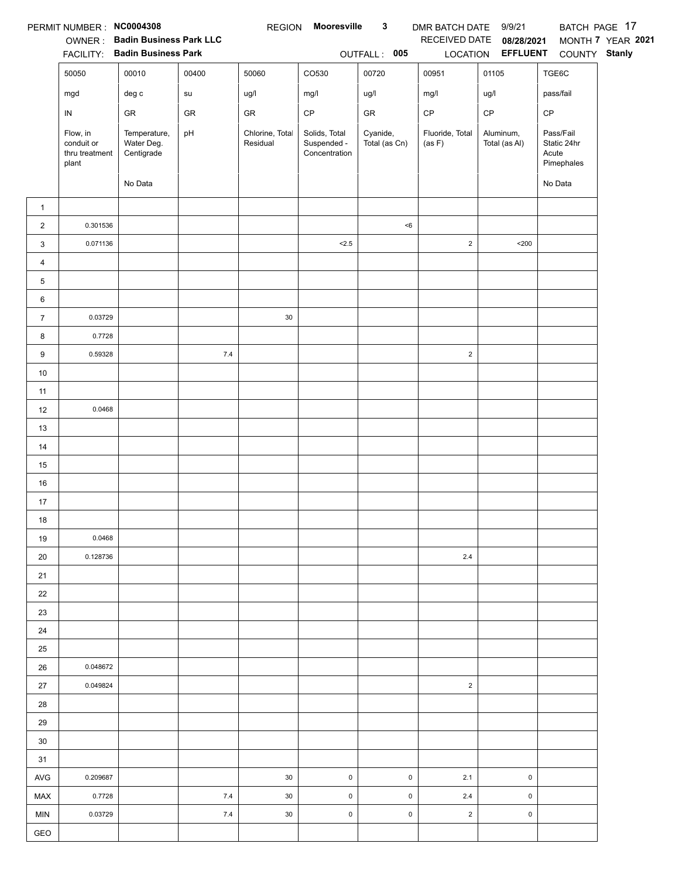PERMIT NUMBER : **NC0004308** REGION **Mooresville 3** DMR BATCH DATE 9/9/21 BATCH PAGE 17

OWNER : **Badin Business Park LLC** RECEIVED DATE **08/28/2021** MONTH **7** YEAR **2021**

FACILITY: **Badin Business Park** OUTFALL : **005** LOCATION **EFFLUENT** COUNTY **Stanly**

| | 50050 | 00010 | 00400 | 50060 | CO530 | 00720 | 00951 | 01105 | TGE6C |
|---|---|---|---|---|---|---|---|---|---|
| | mgd | deg c | su | ug/l | mg/l | ug/l | mg/l | ug/l | pass/fail |
| | IN | GR | GR | GR | CP | GR | CP | CP | CP |
| | Flow, in conduit or thru treatment plant | Temperature, Water Deg. Centigrade | pH | Chlorine, Total Residual | Solids, Total Suspended - Concentration | Cyanide, Total (as Cn) | Fluoride, Total (as F) | Aluminum, Total (as Al) | Pass/Fail Static 24hr Acute Pimephales |
| | | No Data | | | | | | | No Data |
| 1 | | | | | | | | | |
| 2 | 0.301536 | | | | | <6 | | | |
| 3 | 0.071136 | | | | <2.5 | | 2 | <200 | |
| 4 | | | | | | | | | |
| 5 | | | | | | | | | |
| 6 | | | | | | | | | |
| 7 | 0.03729 | | | 30 | | | | | |
| 8 | 0.7728 | | | | | | | | |
| 9 | 0.59328 | | 7.4 | | | | 2 | | |
| 10 | | | | | | | | | |
| 11 | | | | | | | | | |
| 12 | 0.0468 | | | | | | | | |
| 13 | | | | | | | | | |
| 14 | | | | | | | | | |
| 15 | | | | | | | | | |
| 16 | | | | | | | | | |
| 17 | | | | | | | | | |
| 18 | | | | | | | | | |
| 19 | 0.0468 | | | | | | | | |
| 20 | 0.128736 | | | | | | 2.4 | | |
| 21 | | | | | | | | | |
| 22 | | | | | | | | | |
| 23 | | | | | | | | | |
| 24 | | | | | | | | | |
| 25 | | | | | | | | | |
| 26 | 0.048672 | | | | | | | | |
| 27 | 0.049824 | | | | | | 2 | | |
| 28 | | | | | | | | | |
| 29 | | | | | | | | | |
| 30 | | | | | | | | | |
| 31 | | | | | | | | | |
| AVG | 0.209687 | | | 30 | 0 | 0 | 2.1 | 0 | |
| MAX | 0.7728 | | 7.4 | 30 | 0 | 0 | 2.4 | 0 | |
| MIN | 0.03729 | | 7.4 | 30 | 0 | 0 | 2 | 0 | |
| GEO | | | | | | | | | |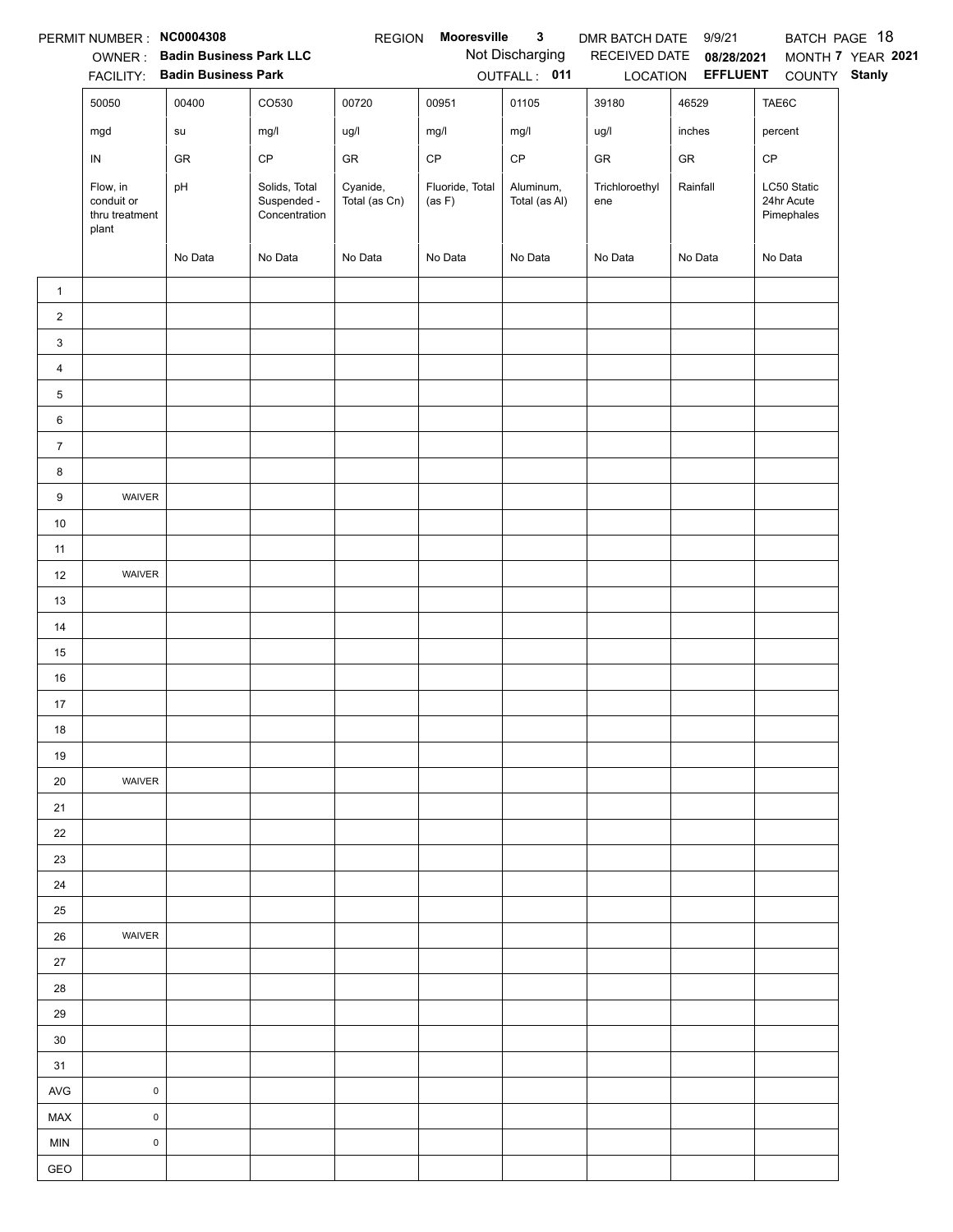PERMIT NUMBER : **NC0004308** REGION **Mooresville 3** DMR BATCH DATE 9/9/21 BATCH PAGE 18

OWNER : **Badin Business Park LLC** Not Discharging RECEIVED DATE **08/28/2021** MONTH **7** YEAR **2021**

FACILITY: **Badin Business Park** OUTFALL : **011** LOCATION **EFFLUENT** COUNTY **Stanly**

| | 50050 | 00400 | CO530 | 00720 | 00951 | 01105 | 39180 | 46529 | TAE6C |
|---|---|---|---|---|---|---|---|---|---|
| | mgd | su | mg/l | ug/l | mg/l | mg/l | ug/l | inches | percent |
| | IN | GR | CP | GR | CP | CP | GR | GR | CP |
| | Flow, in conduit or thru treatment plant | pH | Solids, Total Suspended - Concentration | Cyanide, Total (as Cn) | Fluoride, Total (as F) | Aluminum, Total (as Al) | Trichloroethylene | Rainfall | LC50 Static 24hr Acute Pimephales |
| | | No Data | No Data | No Data | No Data | No Data | No Data | No Data | No Data |
| 1 | | | | | | | | | |
| 2 | | | | | | | | | |
| 3 | | | | | | | | | |
| 4 | | | | | | | | | |
| 5 | | | | | | | | | |
| 6 | | | | | | | | | |
| 7 | | | | | | | | | |
| 8 | | | | | | | | | |
| 9 | WAIVER | | | | | | | | |
| 10 | | | | | | | | | |
| 11 | | | | | | | | | |
| 12 | WAIVER | | | | | | | | |
| 13 | | | | | | | | | |
| 14 | | | | | | | | | |
| 15 | | | | | | | | | |
| 16 | | | | | | | | | |
| 17 | | | | | | | | | |
| 18 | | | | | | | | | |
| 19 | | | | | | | | | |
| 20 | WAIVER | | | | | | | | |
| 21 | | | | | | | | | |
| 22 | | | | | | | | | |
| 23 | | | | | | | | | |
| 24 | | | | | | | | | |
| 25 | | | | | | | | | |
| 26 | WAIVER | | | | | | | | |
| 27 | | | | | | | | | |
| 28 | | | | | | | | | |
| 29 | | | | | | | | | |
| 30 | | | | | | | | | |
| 31 | | | | | | | | | |
| AVG | 0 | | | | | | | | |
| MAX | 0 | | | | | | | | |
| MIN | 0 | | | | | | | | |
| GEO | | | | | | | | | |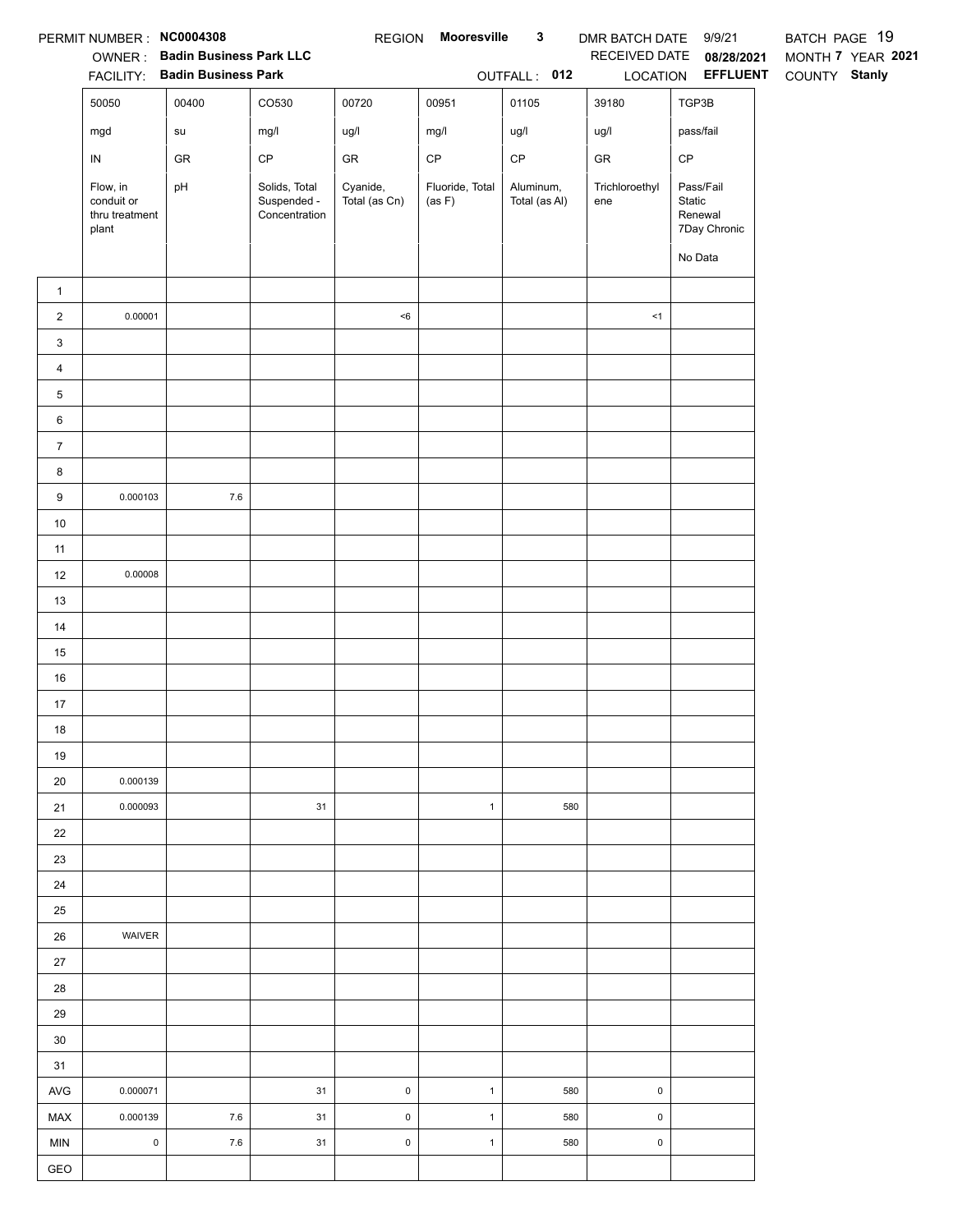PERMIT NUMBER : **NC0004308** REGION **Mooresville 3** DMR BATCH DATE 9/9/21 BATCH PAGE 19

OWNER : **Badin Business Park LLC** RECEIVED DATE **08/28/2021** MONTH **7** YEAR **2021**

FACILITY: **Badin Business Park** OUTFALL : **012** LOCATION **EFFLUENT** COUNTY **Stanly**

| | 50050 | 00400 | CO530 | 00720 | 00951 | 01105 | 39180 | TGP3B |
|---|---|---|---|---|---|---|---|---|
| | mgd | su | mg/l | ug/l | mg/l | ug/l | ug/l | pass/fail |
| | IN | GR | CP | GR | CP | CP | GR | CP |
| | Flow, in conduit or thru treatment plant | pH | Solids, Total Suspended - Concentration | Cyanide, Total (as Cn) | Fluoride, Total (as F) | Aluminum, Total (as Al) | Trichloroethylene | Pass/Fail Static Renewal 7Day Chronic |
| | | | | | | | | No Data |
| 1 | | | | | | | | |
| 2 | 0.00001 | | | <6 | | | <1 | |
| 3 | | | | | | | | |
| 4 | | | | | | | | |
| 5 | | | | | | | | |
| 6 | | | | | | | | |
| 7 | | | | | | | | |
| 8 | | | | | | | | |
| 9 | 0.000103 | 7.6 | | | | | | |
| 10 | | | | | | | | |
| 11 | | | | | | | | |
| 12 | 0.00008 | | | | | | | |
| 13 | | | | | | | | |
| 14 | | | | | | | | |
| 15 | | | | | | | | |
| 16 | | | | | | | | |
| 17 | | | | | | | | |
| 18 | | | | | | | | |
| 19 | | | | | | | | |
| 20 | 0.000139 | | | | | | | |
| 21 | 0.000093 | | 31 | | 1 | 580 | | |
| 22 | | | | | | | | |
| 23 | | | | | | | | |
| 24 | | | | | | | | |
| 25 | | | | | | | | |
| 26 | WAIVER | | | | | | | |
| 27 | | | | | | | | |
| 28 | | | | | | | | |
| 29 | | | | | | | | |
| 30 | | | | | | | | |
| 31 | | | | | | | | |
| AVG | 0.000071 | | 31 | 0 | 1 | 580 | 0 | |
| MAX | 0.000139 | 7.6 | 31 | 0 | 1 | 580 | 0 | |
| MIN | 0 | 7.6 | 31 | 0 | 1 | 580 | 0 | |
| GEO | | | | | | | | |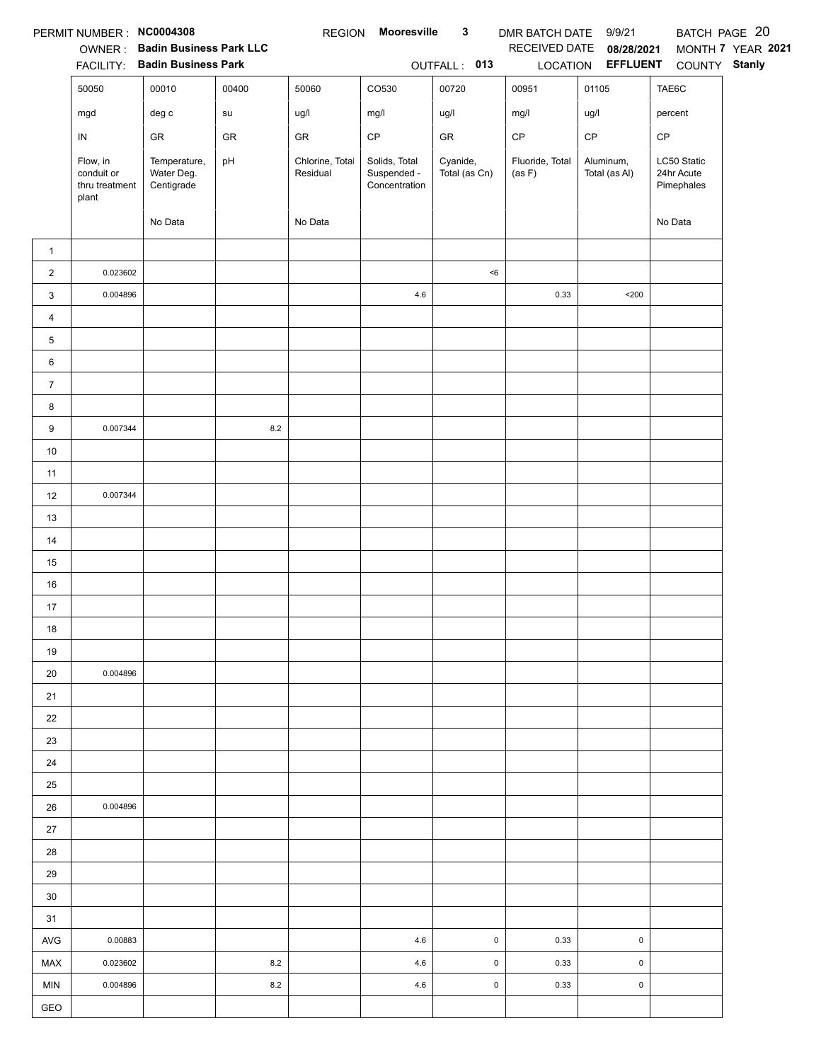PERMIT NUMBER : **NC0004308** REGION **Mooresville** **3** DMR BATCH DATE 9/9/21 BATCH PAGE 20

OWNER : **Badin Business Park LLC** RECEIVED DATE **08/28/2021** MONTH **7** YEAR **2021**

FACILITY: **Badin Business Park** OUTFALL : **013** LOCATION **EFFLUENT** COUNTY **Stanly**

| | 50050 | 00010 | 00400 | 50060 | CO530 | 00720 | 00951 | 01105 | TAE6C |
|---|---|---|---|---|---|---|---|---|---|
| | mgd | deg c | su | ug/l | mg/l | ug/l | mg/l | ug/l | percent |
| | IN | GR | GR | GR | CP | GR | CP | CP | CP |
| | Flow, in conduit or thru treatment plant | Temperature, Water Deg. Centigrade | pH | Chlorine, Total Residual | Solids, Total Suspended - Concentration | Cyanide, Total (as Cn) | Fluoride, Total (as F) | Aluminum, Total (as Al) | LC50 Static 24hr Acute Pimephales |
| | | No Data | | No Data | | | | | No Data |
| 1 | | | | | | | | | |
| 2 | 0.023602 | | | | | <6 | | | |
| 3 | 0.004896 | | | | 4.6 | | 0.33 | <200 | |
| 4 | | | | | | | | | |
| 5 | | | | | | | | | |
| 6 | | | | | | | | | |
| 7 | | | | | | | | | |
| 8 | | | | | | | | | |
| 9 | 0.007344 | | 8.2 | | | | | | |
| 10 | | | | | | | | | |
| 11 | | | | | | | | | |
| 12 | 0.007344 | | | | | | | | |
| 13 | | | | | | | | | |
| 14 | | | | | | | | | |
| 15 | | | | | | | | | |
| 16 | | | | | | | | | |
| 17 | | | | | | | | | |
| 18 | | | | | | | | | |
| 19 | | | | | | | | | |
| 20 | 0.004896 | | | | | | | | |
| 21 | | | | | | | | | |
| 22 | | | | | | | | | |
| 23 | | | | | | | | | |
| 24 | | | | | | | | | |
| 25 | | | | | | | | | |
| 26 | 0.004896 | | | | | | | | |
| 27 | | | | | | | | | |
| 28 | | | | | | | | | |
| 29 | | | | | | | | | |
| 30 | | | | | | | | | |
| 31 | | | | | | | | | |
| AVG | 0.00883 | | | | 4.6 | 0 | 0.33 | 0 | |
| MAX | 0.023602 | | 8.2 | | 4.6 | 0 | 0.33 | 0 | |
| MIN | 0.004896 | | 8.2 | | 4.6 | 0 | 0.33 | 0 | |
| GEO | | | | | | | | | |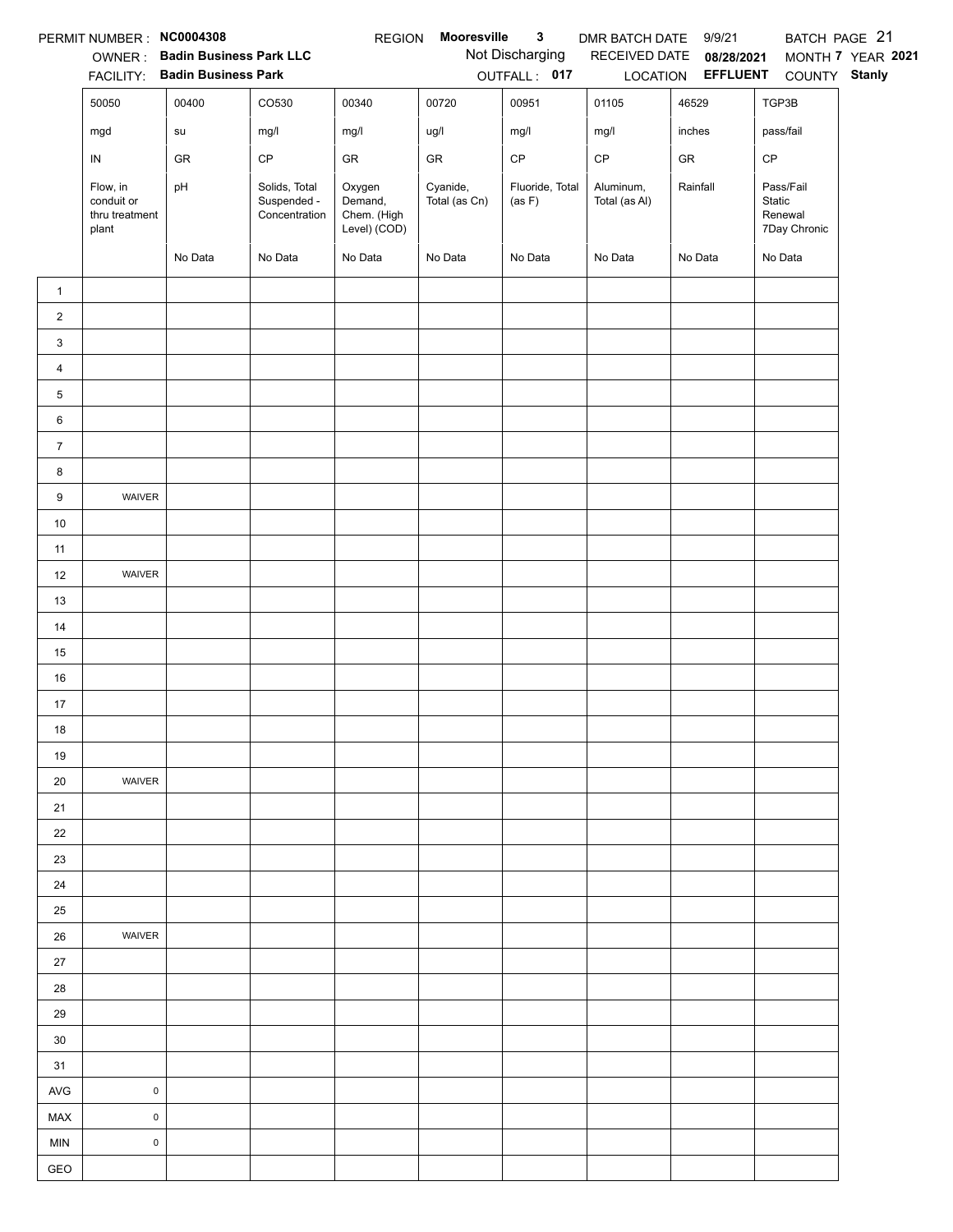PERMIT NUMBER : **NC0004308** REGION **Mooresville 3** DMR BATCH DATE 9/9/21 BATCH PAGE 21

OWNER : **Badin Business Park LLC** Not Discharging RECEIVED DATE **08/28/2021** MONTH **7** YEAR **2021**

FACILITY: **Badin Business Park** OUTFALL : **017** LOCATION **EFFLUENT** COUNTY **Stanly**

| | 50050 | 00400 | CO530 | 00340 | 00720 | 00951 | 01105 | 46529 | TGP3B |
|---|---|---|---|---|---|---|---|---|---|
| | mgd | su | mg/l | mg/l | ug/l | mg/l | mg/l | inches | pass/fail |
| | IN | GR | CP | GR | GR | CP | CP | GR | CP |
| | Flow, in conduit or thru treatment plant | pH | Solids, Total Suspended - Concentration | Oxygen Demand, Chem. (High Level) (COD) | Cyanide, Total (as Cn) | Fluoride, Total (as F) | Aluminum, Total (as Al) | Rainfall | Pass/Fail Static Renewal 7Day Chronic |
| | | No Data | No Data | No Data | No Data | No Data | No Data | No Data | No Data |
| 1 | | | | | | | | | |
| 2 | | | | | | | | | |
| 3 | | | | | | | | | |
| 4 | | | | | | | | | |
| 5 | | | | | | | | | |
| 6 | | | | | | | | | |
| 7 | | | | | | | | | |
| 8 | | | | | | | | | |
| 9 | WAIVER | | | | | | | | |
| 10 | | | | | | | | | |
| 11 | | | | | | | | | |
| 12 | WAIVER | | | | | | | | |
| 13 | | | | | | | | | |
| 14 | | | | | | | | | |
| 15 | | | | | | | | | |
| 16 | | | | | | | | | |
| 17 | | | | | | | | | |
| 18 | | | | | | | | | |
| 19 | | | | | | | | | |
| 20 | WAIVER | | | | | | | | |
| 21 | | | | | | | | | |
| 22 | | | | | | | | | |
| 23 | | | | | | | | | |
| 24 | | | | | | | | | |
| 25 | | | | | | | | | |
| 26 | WAIVER | | | | | | | | |
| 27 | | | | | | | | | |
| 28 | | | | | | | | | |
| 29 | | | | | | | | | |
| 30 | | | | | | | | | |
| 31 | | | | | | | | | |
| AVG | 0 | | | | | | | | |
| MAX | 0 | | | | | | | | |
| MIN | 0 | | | | | | | | |
| GEO | | | | | | | | | |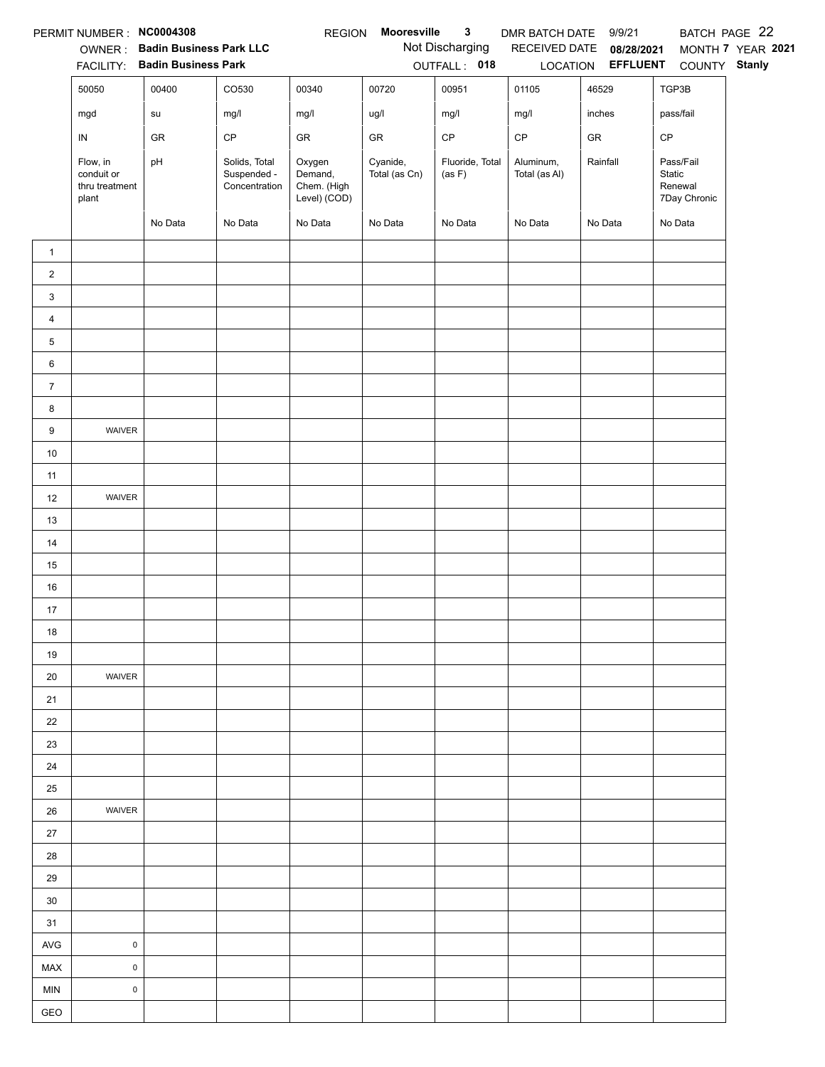PERMIT NUMBER : **NC0004308** REGION **Mooresville 3** DMR BATCH DATE 9/9/21 BATCH PAGE 22

OWNER : **Badin Business Park LLC** Not Discharging RECEIVED DATE **08/28/2021** MONTH **7** YEAR **2021**

FACILITY: **Badin Business Park** OUTFALL : **018** LOCATION **EFFLUENT** COUNTY **Stanly**

| | 50050 | 00400 | CO530 | 00340 | 00720 | 00951 | 01105 | 46529 | TGP3B |
|---|---|---|---|---|---|---|---|---|---|
| | mgd | su | mg/l | mg/l | ug/l | mg/l | mg/l | inches | pass/fail |
| | IN | GR | CP | GR | GR | CP | CP | GR | CP |
| | Flow, in conduit or thru treatment plant | pH | Solids, Total Suspended - Concentration | Oxygen Demand, Chem. (High Level) (COD) | Cyanide, Total (as Cn) | Fluoride, Total (as F) | Aluminum, Total (as Al) | Rainfall | Pass/Fail Static Renewal 7Day Chronic |
| | | No Data | No Data | No Data | No Data | No Data | No Data | No Data | No Data |
| 1 | | | | | | | | | |
| 2 | | | | | | | | | |
| 3 | | | | | | | | | |
| 4 | | | | | | | | | |
| 5 | | | | | | | | | |
| 6 | | | | | | | | | |
| 7 | | | | | | | | | |
| 8 | | | | | | | | | |
| 9 | WAIVER | | | | | | | | |
| 10 | | | | | | | | | |
| 11 | | | | | | | | | |
| 12 | WAIVER | | | | | | | | |
| 13 | | | | | | | | | |
| 14 | | | | | | | | | |
| 15 | | | | | | | | | |
| 16 | | | | | | | | | |
| 17 | | | | | | | | | |
| 18 | | | | | | | | | |
| 19 | | | | | | | | | |
| 20 | WAIVER | | | | | | | | |
| 21 | | | | | | | | | |
| 22 | | | | | | | | | |
| 23 | | | | | | | | | |
| 24 | | | | | | | | | |
| 25 | | | | | | | | | |
| 26 | WAIVER | | | | | | | | |
| 27 | | | | | | | | | |
| 28 | | | | | | | | | |
| 29 | | | | | | | | | |
| 30 | | | | | | | | | |
| 31 | | | | | | | | | |
| AVG | 0 | | | | | | | | |
| MAX | 0 | | | | | | | | |
| MIN | 0 | | | | | | | | |
| GEO | | | | | | | | | |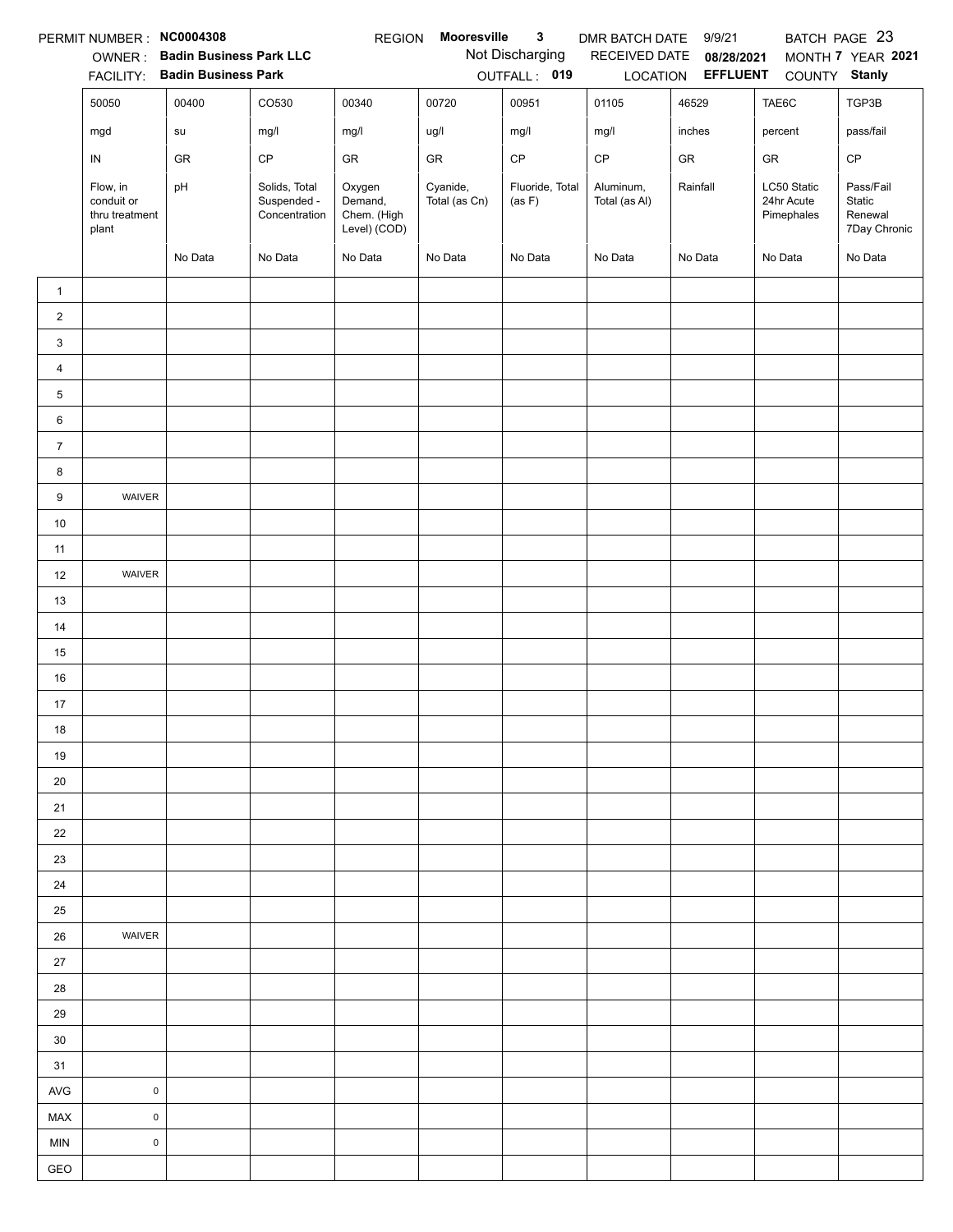PERMIT NUMBER : **NC0004308** REGION **Mooresville 3** DMR BATCH DATE 9/9/21 BATCH PAGE 23

OWNER : **Badin Business Park LLC** Not Discharging RECEIVED DATE **08/28/2021** MONTH **7** YEAR **2021**

FACILITY: **Badin Business Park** OUTFALL : **019** LOCATION **EFFLUENT** COUNTY **Stanly**

| | 50050 | 00400 | CO530 | 00340 | 00720 | 00951 | 01105 | 46529 | TAE6C | TGP3B |
|---|---|---|---|---|---|---|---|---|---|---|
| | mgd | su | mg/l | mg/l | ug/l | mg/l | mg/l | inches | percent | pass/fail |
| | IN | GR | CP | GR | GR | CP | CP | GR | GR | CP |
| | Flow, in conduit or thru treatment plant | pH | Solids, Total Suspended - Concentration | Oxygen Demand, Chem. (High Level) (COD) | Cyanide, Total (as Cn) | Fluoride, Total (as F) | Aluminum, Total (as Al) | Rainfall | LC50 Static 24hr Acute Pimephales | Pass/Fail Static Renewal 7Day Chronic |
| | | No Data | No Data | No Data | No Data | No Data | No Data | No Data | No Data | No Data |
| 1 | | | | | | | | | | |
| 2 | | | | | | | | | | |
| 3 | | | | | | | | | | |
| 4 | | | | | | | | | | |
| 5 | | | | | | | | | | |
| 6 | | | | | | | | | | |
| 7 | | | | | | | | | | |
| 8 | | | | | | | | | | |
| 9 | WAIVER | | | | | | | | | |
| 10 | | | | | | | | | | |
| 11 | | | | | | | | | | |
| 12 | WAIVER | | | | | | | | | |
| 13 | | | | | | | | | | |
| 14 | | | | | | | | | | |
| 15 | | | | | | | | | | |
| 16 | | | | | | | | | | |
| 17 | | | | | | | | | | |
| 18 | | | | | | | | | | |
| 19 | | | | | | | | | | |
| 20 | | | | | | | | | | |
| 21 | | | | | | | | | | |
| 22 | | | | | | | | | | |
| 23 | | | | | | | | | | |
| 24 | | | | | | | | | | |
| 25 | | | | | | | | | | |
| 26 | WAIVER | | | | | | | | | |
| 27 | | | | | | | | | | |
| 28 | | | | | | | | | | |
| 29 | | | | | | | | | | |
| 30 | | | | | | | | | | |
| 31 | | | | | | | | | | |
| AVG | 0 | | | | | | | | | |
| MAX | 0 | | | | | | | | | |
| MIN | 0 | | | | | | | | | |
| GEO | | | | | | | | | | |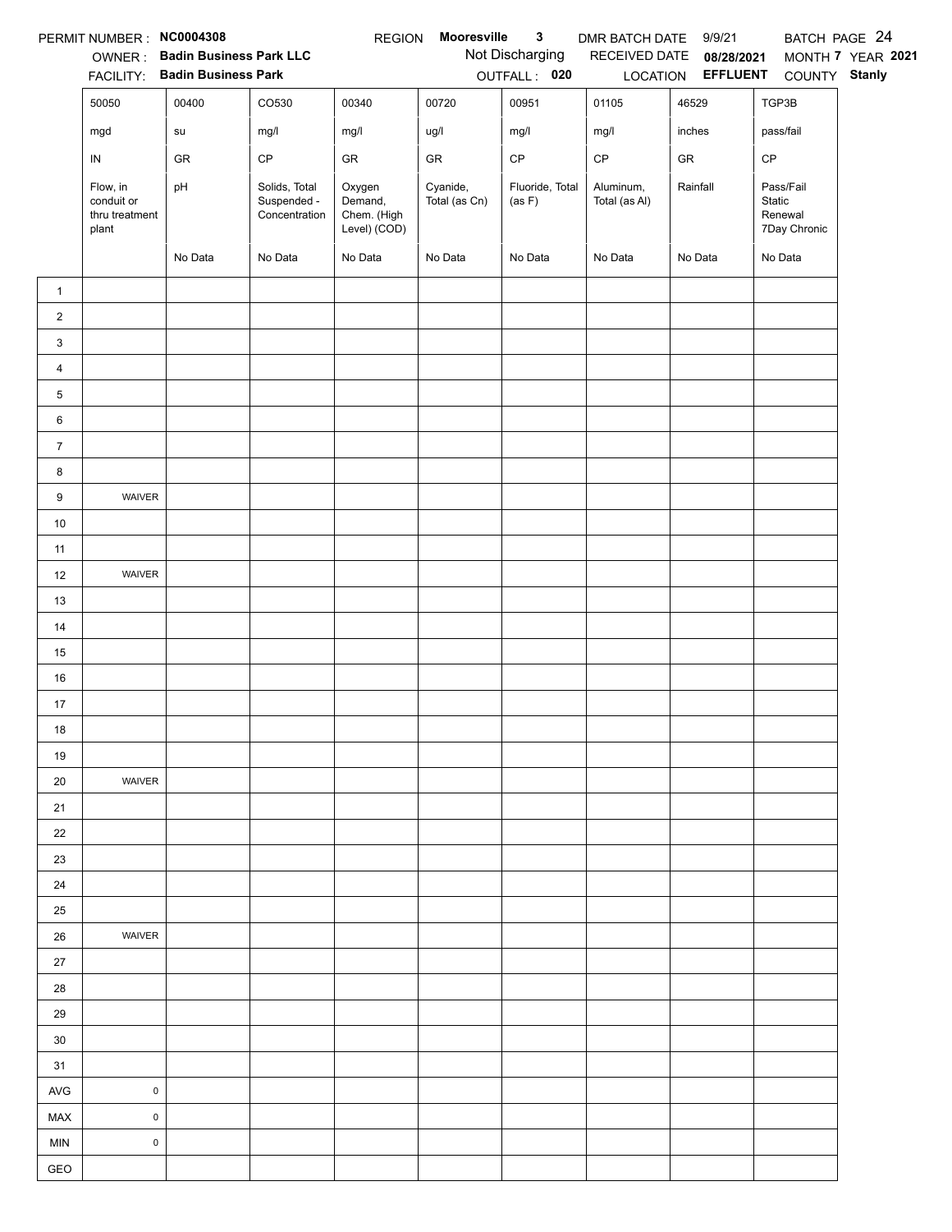PERMIT NUMBER : **NC0004308** REGION **Mooresville 3** DMR BATCH DATE 9/9/21 BATCH PAGE 24

OWNER : **Badin Business Park LLC** Not Discharging RECEIVED DATE **08/28/2021** MONTH **7** YEAR **2021**

FACILITY: **Badin Business Park** OUTFALL : **020** LOCATION **EFFLUENT** COUNTY **Stanly**

| | 50050 | 00400 | CO530 | 00340 | 00720 | 00951 | 01105 | 46529 | TGP3B |
|---|---|---|---|---|---|---|---|---|---|
| | mgd | su | mg/l | mg/l | ug/l | mg/l | mg/l | inches | pass/fail |
| | IN | GR | CP | GR | GR | CP | CP | GR | CP |
| | Flow, in conduit or thru treatment plant | pH | Solids, Total Suspended - Concentration | Oxygen Demand, Chem. (High Level) (COD) | Cyanide, Total (as Cn) | Fluoride, Total (as F) | Aluminum, Total (as Al) | Rainfall | Pass/Fail Static Renewal 7Day Chronic |
| | | No Data | No Data | No Data | No Data | No Data | No Data | No Data | No Data |
| 1 | | | | | | | | | |
| 2 | | | | | | | | | |
| 3 | | | | | | | | | |
| 4 | | | | | | | | | |
| 5 | | | | | | | | | |
| 6 | | | | | | | | | |
| 7 | | | | | | | | | |
| 8 | | | | | | | | | |
| 9 | WAIVER | | | | | | | | |
| 10 | | | | | | | | | |
| 11 | | | | | | | | | |
| 12 | WAIVER | | | | | | | | |
| 13 | | | | | | | | | |
| 14 | | | | | | | | | |
| 15 | | | | | | | | | |
| 16 | | | | | | | | | |
| 17 | | | | | | | | | |
| 18 | | | | | | | | | |
| 19 | | | | | | | | | |
| 20 | WAIVER | | | | | | | | |
| 21 | | | | | | | | | |
| 22 | | | | | | | | | |
| 23 | | | | | | | | | |
| 24 | | | | | | | | | |
| 25 | | | | | | | | | |
| 26 | WAIVER | | | | | | | | |
| 27 | | | | | | | | | |
| 28 | | | | | | | | | |
| 29 | | | | | | | | | |
| 30 | | | | | | | | | |
| 31 | | | | | | | | | |
| AVG | 0 | | | | | | | | |
| MAX | 0 | | | | | | | | |
| MIN | 0 | | | | | | | | |
| GEO | | | | | | | | | |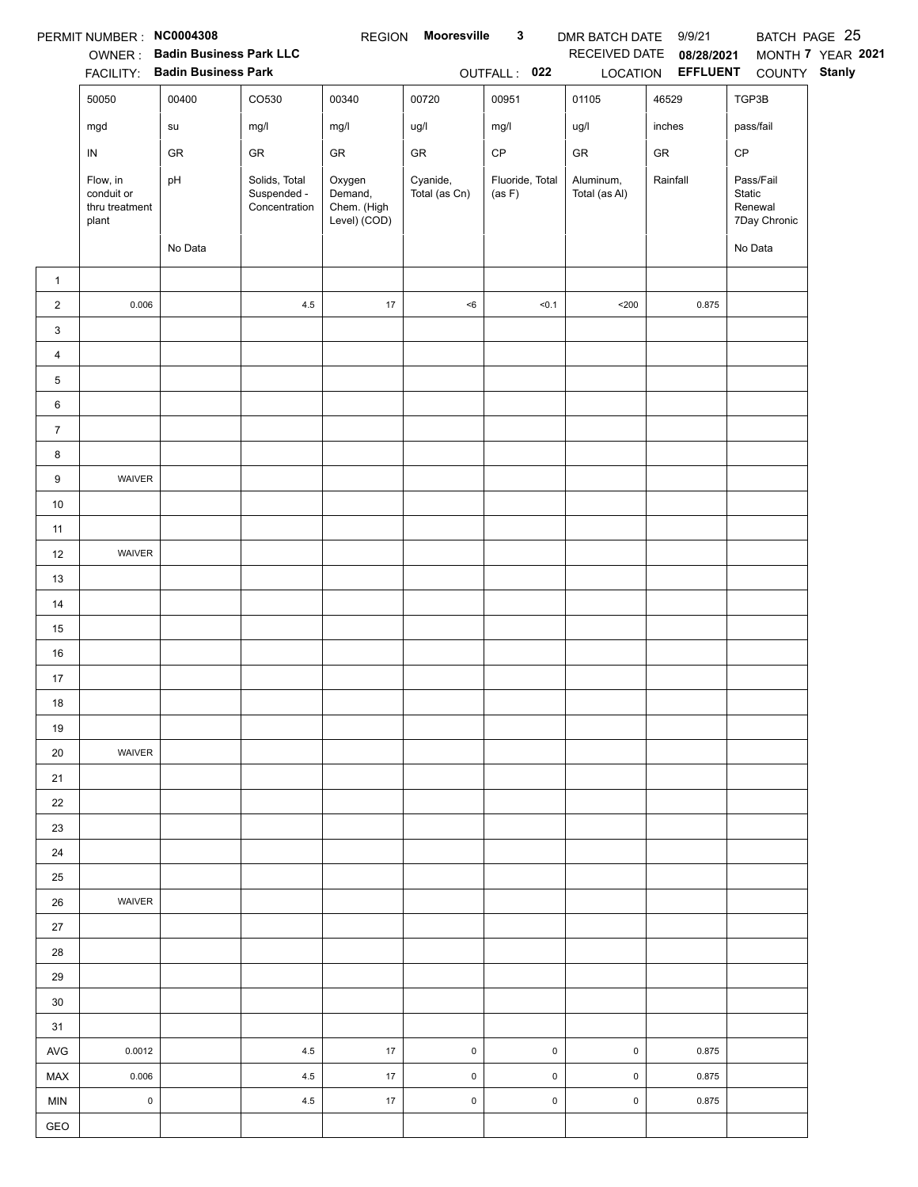PERMIT NUMBER : **NC0004308** REGION **Mooresville 3** DMR BATCH DATE 9/9/21 BATCH PAGE 25

OWNER : **Badin Business Park LLC** RECEIVED DATE **08/28/2021** MONTH **7** YEAR **2021**

FACILITY: **Badin Business Park** OUTFALL : **022** LOCATION **EFFLUENT** COUNTY **Stanly**

| | 50050 | 00400 | CO530 | 00340 | 00720 | 00951 | 01105 | 46529 | TGP3B |
|---|---|---|---|---|---|---|---|---|---|
| | mgd | su | mg/l | mg/l | ug/l | mg/l | ug/l | inches | pass/fail |
| | IN | GR | GR | GR | GR | CP | GR | GR | CP |
| | Flow, in conduit or thru treatment plant | pH | Solids, Total Suspended - Concentration | Oxygen Demand, Chem. (High Level) (COD) | Cyanide, Total (as Cn) | Fluoride, Total (as F) | Aluminum, Total (as Al) | Rainfall | Pass/Fail Static Renewal 7Day Chronic |
| | | No Data | | | | | | | No Data |
| 1 | | | | | | | | | |
| 2 | 0.006 | | 4.5 | 17 | <6 | <0.1 | <200 | 0.875 | |
| 3 | | | | | | | | | |
| 4 | | | | | | | | | |
| 5 | | | | | | | | | |
| 6 | | | | | | | | | |
| 7 | | | | | | | | | |
| 8 | | | | | | | | | |
| 9 | WAIVER | | | | | | | | |
| 10 | | | | | | | | | |
| 11 | | | | | | | | | |
| 12 | WAIVER | | | | | | | | |
| 13 | | | | | | | | | |
| 14 | | | | | | | | | |
| 15 | | | | | | | | | |
| 16 | | | | | | | | | |
| 17 | | | | | | | | | |
| 18 | | | | | | | | | |
| 19 | | | | | | | | | |
| 20 | WAIVER | | | | | | | | |
| 21 | | | | | | | | | |
| 22 | | | | | | | | | |
| 23 | | | | | | | | | |
| 24 | | | | | | | | | |
| 25 | | | | | | | | | |
| 26 | WAIVER | | | | | | | | |
| 27 | | | | | | | | | |
| 28 | | | | | | | | | |
| 29 | | | | | | | | | |
| 30 | | | | | | | | | |
| 31 | | | | | | | | | |
| AVG | 0.0012 | | 4.5 | 17 | 0 | 0 | 0 | 0.875 | |
| MAX | 0.006 | | 4.5 | 17 | 0 | 0 | 0 | 0.875 | |
| MIN | 0 | | 4.5 | 17 | 0 | 0 | 0 | 0.875 | |
| GEO | | | | | | | | | |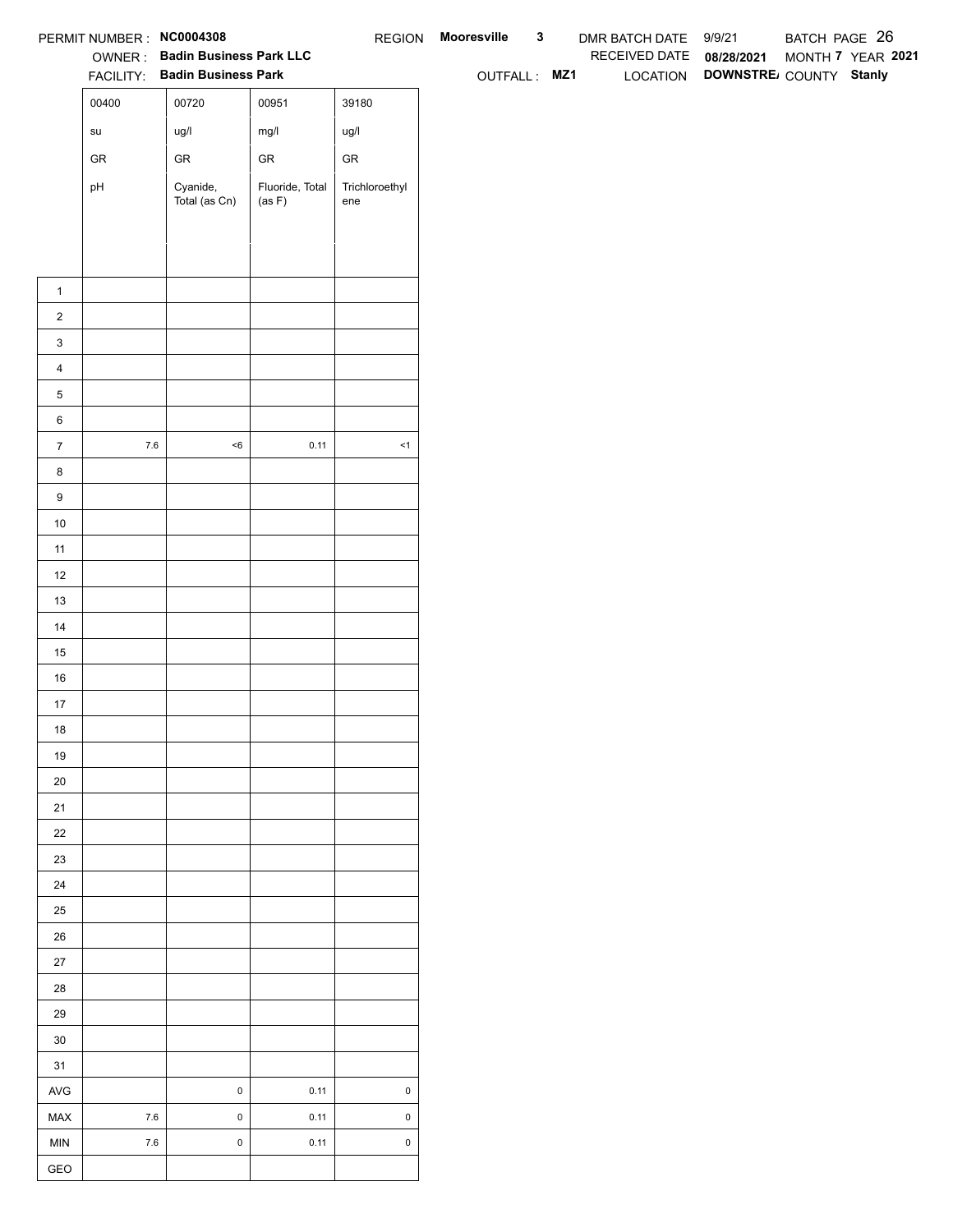PERMIT NUMBER : **NC0004308** REGION **Mooresville 3** DMR BATCH DATE 9/9/21 BATCH PAGE 26

OWNER : **Badin Business Park LLC** RECEIVED DATE **08/28/2021** MONTH **7** YEAR **2021**

FACILITY: **Badin Business Park** OUTFALL : **MZ1** LOCATION **DOWNSTRE/** COUNTY **Stanly**

| | 00400 | 00720 | 00951 | 39180 |
|---|---|---|---|---|
| | su | ug/l | mg/l | ug/l |
| | GR | GR | GR | GR |
| | pH | Cyanide, Total (as Cn) | Fluoride, Total (as F) | Trichloroethylene |
| 1 | | | | |
| 2 | | | | |
| 3 | | | | |
| 4 | | | | |
| 5 | | | | |
| 6 | | | | |
| 7 | 7.6 | <6 | 0.11 | <1 |
| 8 | | | | |
| 9 | | | | |
| 10 | | | | |
| 11 | | | | |
| 12 | | | | |
| 13 | | | | |
| 14 | | | | |
| 15 | | | | |
| 16 | | | | |
| 17 | | | | |
| 18 | | | | |
| 19 | | | | |
| 20 | | | | |
| 21 | | | | |
| 22 | | | | |
| 23 | | | | |
| 24 | | | | |
| 25 | | | | |
| 26 | | | | |
| 27 | | | | |
| 28 | | | | |
| 29 | | | | |
| 30 | | | | |
| 31 | | | | |
| AVG | | 0 | 0.11 | 0 |
| MAX | 7.6 | 0 | 0.11 | 0 |
| MIN | 7.6 | 0 | 0.11 | 0 |
| GEO | | | | |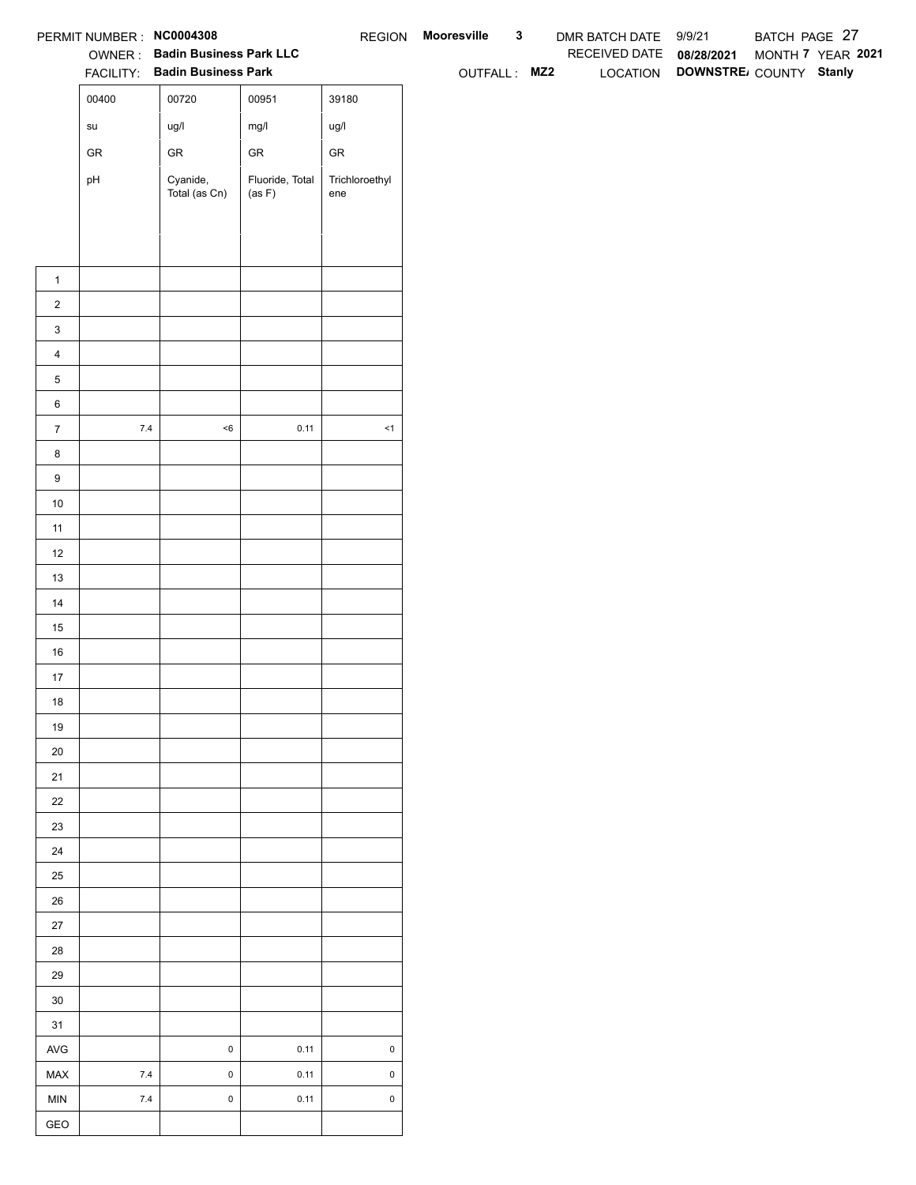PERMIT NUMBER : **NC0004308** REGION **Mooresville 3** DMR BATCH DATE 9/9/21 BATCH PAGE 27

OWNER : **Badin Business Park LLC** RECEIVED DATE **08/28/2021** MONTH **7** YEAR **2021**

FACILITY: **Badin Business Park** OUTFALL : **MZ2** LOCATION **DOWNSTRE/** COUNTY **Stanly**

| | 00400 | 00720 | 00951 | 39180 |
|---|---|---|---|---|
| | su | ug/l | mg/l | ug/l |
| | GR | GR | GR | GR |
| | pH | Cyanide, Total (as Cn) | Fluoride, Total (as F) | Trichloroethylene |
| 1 | | | | |
| 2 | | | | |
| 3 | | | | |
| 4 | | | | |
| 5 | | | | |
| 6 | | | | |
| 7 | 7.4 | <6 | 0.11 | <1 |
| 8 | | | | |
| 9 | | | | |
| 10 | | | | |
| 11 | | | | |
| 12 | | | | |
| 13 | | | | |
| 14 | | | | |
| 15 | | | | |
| 16 | | | | |
| 17 | | | | |
| 18 | | | | |
| 19 | | | | |
| 20 | | | | |
| 21 | | | | |
| 22 | | | | |
| 23 | | | | |
| 24 | | | | |
| 25 | | | | |
| 26 | | | | |
| 27 | | | | |
| 28 | | | | |
| 29 | | | | |
| 30 | | | | |
| 31 | | | | |
| AVG | | 0 | 0.11 | 0 |
| MAX | 7.4 | 0 | 0.11 | 0 |
| MIN | 7.4 | 0 | 0.11 | 0 |
| GEO | | | | |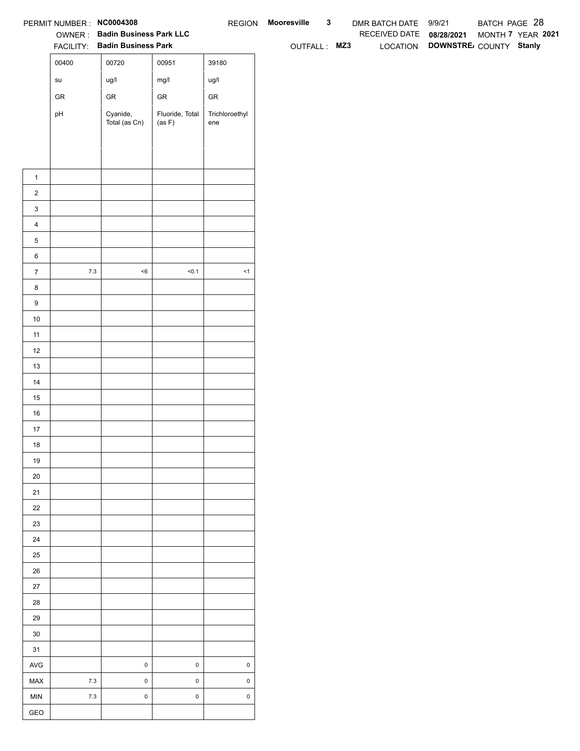PERMIT NUMBER : **NC0004308**　　REGION **Mooresville** **3**　　DMR BATCH DATE 9/9/21　　BATCH PAGE 28

OWNER : **Badin Business Park LLC**　　RECEIVED DATE **08/28/2021**　　MONTH **7** YEAR **2021**

FACILITY: **Badin Business Park**　　OUTFALL : **MZ3**　　LOCATION **DOWNSTRE/** COUNTY **Stanly**

| | 00400 | 00720 | 00951 | 39180 |
|---|---|---|---|---|
| | su | ug/l | mg/l | ug/l |
| | GR | GR | GR | GR |
| | pH | Cyanide, Total (as Cn) | Fluoride, Total (as F) | Trichloroethylene |
| 1 | | | | |
| 2 | | | | |
| 3 | | | | |
| 4 | | | | |
| 5 | | | | |
| 6 | | | | |
| 7 | 7.3 | <6 | <0.1 | <1 |
| 8 | | | | |
| 9 | | | | |
| 10 | | | | |
| 11 | | | | |
| 12 | | | | |
| 13 | | | | |
| 14 | | | | |
| 15 | | | | |
| 16 | | | | |
| 17 | | | | |
| 18 | | | | |
| 19 | | | | |
| 20 | | | | |
| 21 | | | | |
| 22 | | | | |
| 23 | | | | |
| 24 | | | | |
| 25 | | | | |
| 26 | | | | |
| 27 | | | | |
| 28 | | | | |
| 29 | | | | |
| 30 | | | | |
| 31 | | | | |
| AVG | | 0 | 0 | 0 |
| MAX | 7.3 | 0 | 0 | 0 |
| MIN | 7.3 | 0 | 0 | 0 |
| GEO | | | | |